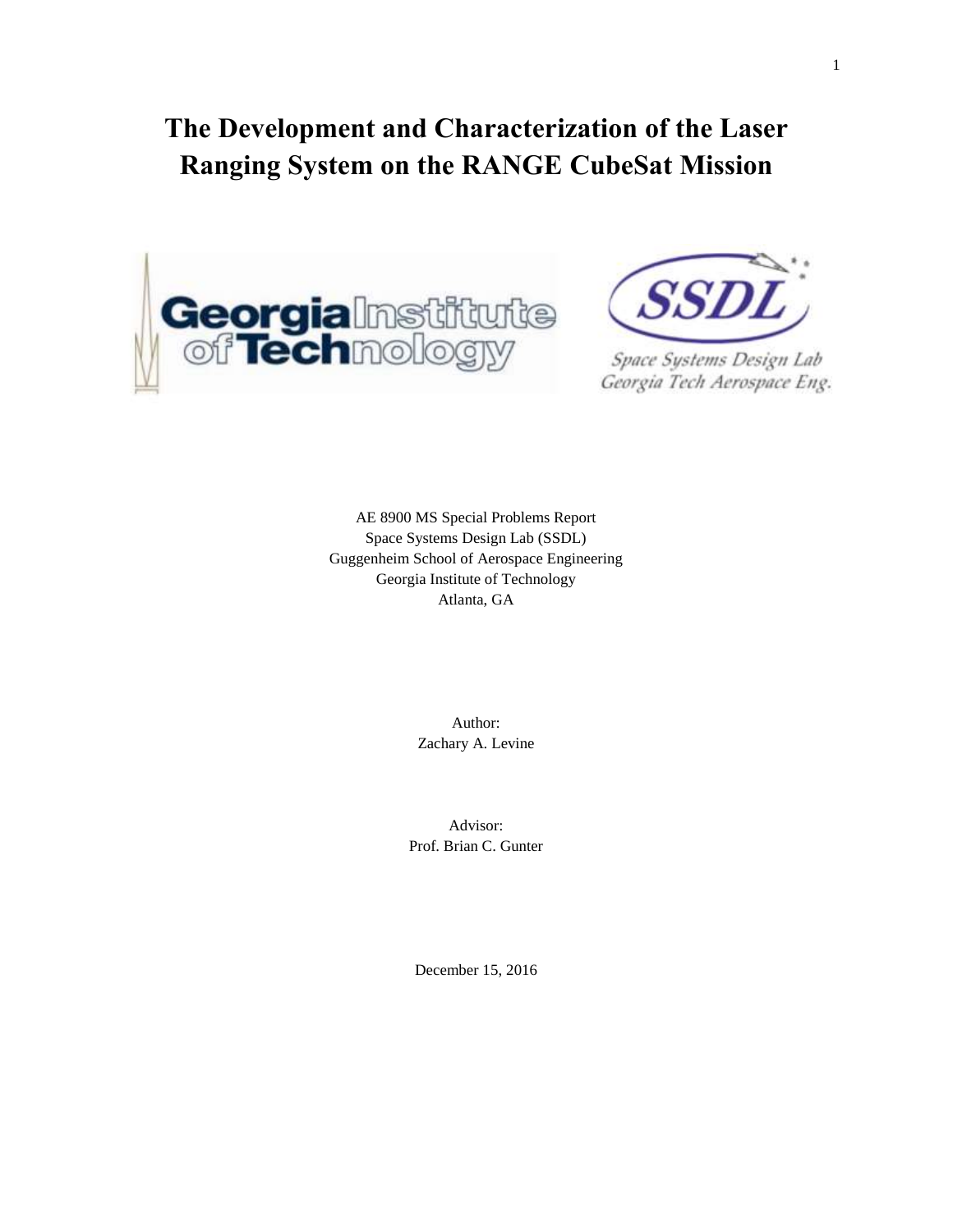# The Development and Characterization of the Laser Ranging System on the RANGE CubeSat Mission

AE 8900 MS Special Problems Report
Space Systems Design Lab (SSDL)
Guggenheim School of Aerospace Engineering
Georgia Institute of Technology
Atlanta, GA

Author:
Zachary A. Levine

Advisor:
Prof. Brian C. Gunter

December 15, 2016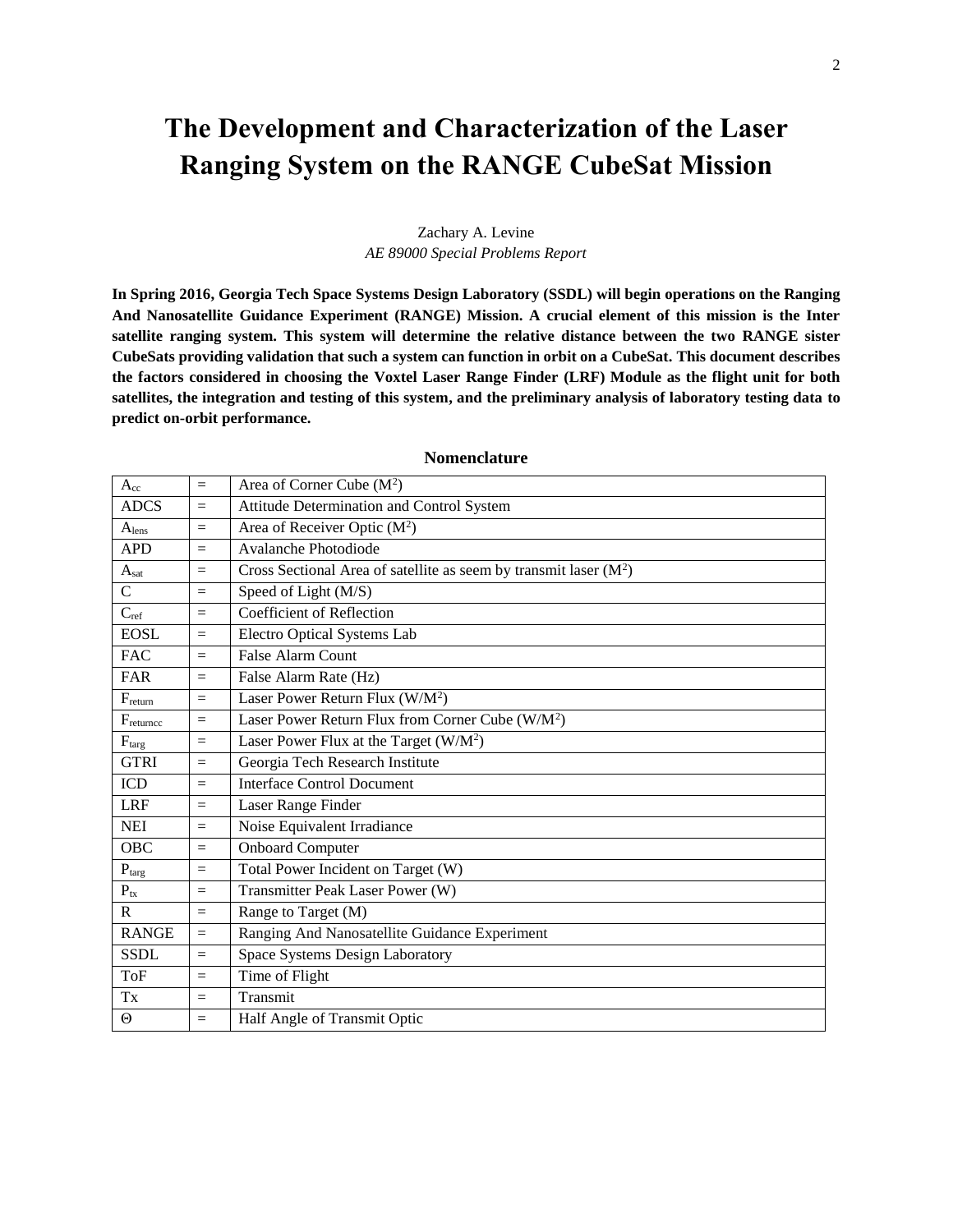# The Development and Characterization of the Laser Ranging System on the RANGE CubeSat Mission

Zachary A. Levine
*AE 89000 Special Problems Report*

**In Spring 2016, Georgia Tech Space Systems Design Laboratory (SSDL) will begin operations on the Ranging And Nanosatellite Guidance Experiment (RANGE) Mission. A crucial element of this mission is the Inter satellite ranging system. This system will determine the relative distance between the two RANGE sister CubeSats providing validation that such a system can function in orbit on a CubeSat. This document describes the factors considered in choosing the Voxtel Laser Range Finder (LRF) Module as the flight unit for both satellites, the integration and testing of this system, and the preliminary analysis of laboratory testing data to predict on-orbit performance.**

## Nomenclature

| | | |
|---|---|---|
| $A_{cc}$ | = | Area of Corner Cube ($M^2$) |
| ADCS | = | Attitude Determination and Control System |
| $A_{lens}$ | = | Area of Receiver Optic ($M^2$) |
| APD | = | Avalanche Photodiode |
| $A_{sat}$ | = | Cross Sectional Area of satellite as seem by transmit laser ($M^2$) |
| C | = | Speed of Light (M/S) |
| $C_{ref}$ | = | Coefficient of Reflection |
| EOSL | = | Electro Optical Systems Lab |
| FAC | = | False Alarm Count |
| FAR | = | False Alarm Rate (Hz) |
| $F_{return}$ | = | Laser Power Return Flux ($W/M^2$) |
| $F_{returncc}$ | = | Laser Power Return Flux from Corner Cube ($W/M^2$) |
| $F_{targ}$ | = | Laser Power Flux at the Target ($W/M^2$) |
| GTRI | = | Georgia Tech Research Institute |
| ICD | = | Interface Control Document |
| LRF | = | Laser Range Finder |
| NEI | = | Noise Equivalent Irradiance |
| OBC | = | Onboard Computer |
| $P_{targ}$ | = | Total Power Incident on Target (W) |
| $P_{tx}$ | = | Transmitter Peak Laser Power (W) |
| R | = | Range to Target (M) |
| RANGE | = | Ranging And Nanosatellite Guidance Experiment |
| SSDL | = | Space Systems Design Laboratory |
| ToF | = | Time of Flight |
| Tx | = | Transmit |
| $\Theta$ | = | Half Angle of Transmit Optic |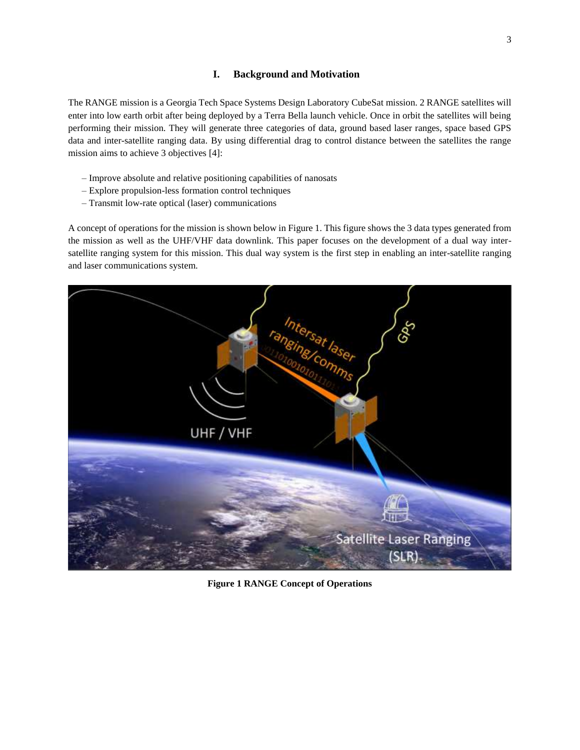# I. Background and Motivation

The RANGE mission is a Georgia Tech Space Systems Design Laboratory CubeSat mission. 2 RANGE satellites will enter into low earth orbit after being deployed by a Terra Bella launch vehicle. Once in orbit the satellites will being performing their mission. They will generate three categories of data, ground based laser ranges, space based GPS data and inter-satellite ranging data. By using differential drag to control distance between the satellites the range mission aims to achieve 3 objectives [4]:

– Improve absolute and relative positioning capabilities of nanosats
– Explore propulsion-less formation control techniques
– Transmit low-rate optical (laser) communications

A concept of operations for the mission is shown below in Figure 1. This figure shows the 3 data types generated from the mission as well as the UHF/VHF data downlink. This paper focuses on the development of a dual way inter-satellite ranging system for this mission. This dual way system is the first step in enabling an inter-satellite ranging and laser communications system.

**Figure 1 RANGE Concept of Operations**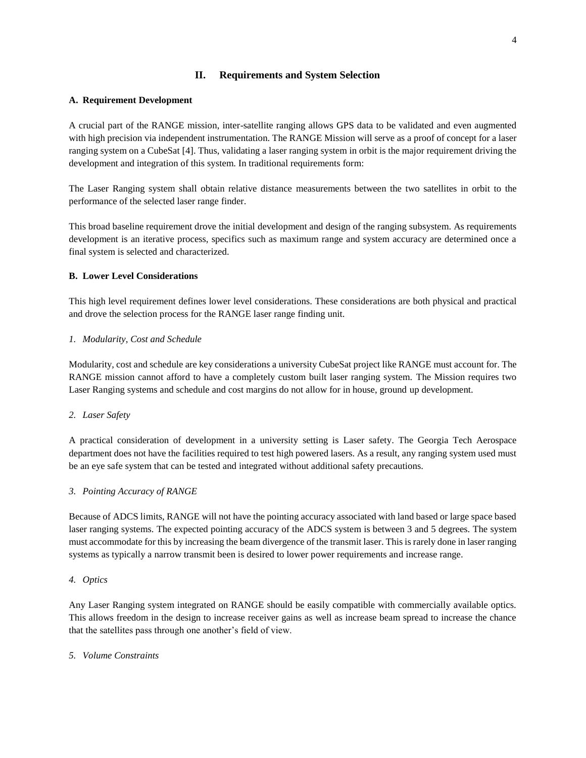## II. Requirements and System Selection

### A. Requirement Development

A crucial part of the RANGE mission, inter-satellite ranging allows GPS data to be validated and even augmented with high precision via independent instrumentation. The RANGE Mission will serve as a proof of concept for a laser ranging system on a CubeSat [4]. Thus, validating a laser ranging system in orbit is the major requirement driving the development and integration of this system. In traditional requirements form:

The Laser Ranging system shall obtain relative distance measurements between the two satellites in orbit to the performance of the selected laser range finder.

This broad baseline requirement drove the initial development and design of the ranging subsystem. As requirements development is an iterative process, specifics such as maximum range and system accuracy are determined once a final system is selected and characterized.

### B. Lower Level Considerations

This high level requirement defines lower level considerations. These considerations are both physical and practical and drove the selection process for the RANGE laser range finding unit.

#### *1. Modularity, Cost and Schedule*

Modularity, cost and schedule are key considerations a university CubeSat project like RANGE must account for. The RANGE mission cannot afford to have a completely custom built laser ranging system. The Mission requires two Laser Ranging systems and schedule and cost margins do not allow for in house, ground up development.

#### *2. Laser Safety*

A practical consideration of development in a university setting is Laser safety. The Georgia Tech Aerospace department does not have the facilities required to test high powered lasers. As a result, any ranging system used must be an eye safe system that can be tested and integrated without additional safety precautions.

#### *3. Pointing Accuracy of RANGE*

Because of ADCS limits, RANGE will not have the pointing accuracy associated with land based or large space based laser ranging systems. The expected pointing accuracy of the ADCS system is between 3 and 5 degrees. The system must accommodate for this by increasing the beam divergence of the transmit laser. This is rarely done in laser ranging systems as typically a narrow transmit been is desired to lower power requirements and increase range.

#### *4. Optics*

Any Laser Ranging system integrated on RANGE should be easily compatible with commercially available optics. This allows freedom in the design to increase receiver gains as well as increase beam spread to increase the chance that the satellites pass through one another's field of view.

#### *5. Volume Constraints*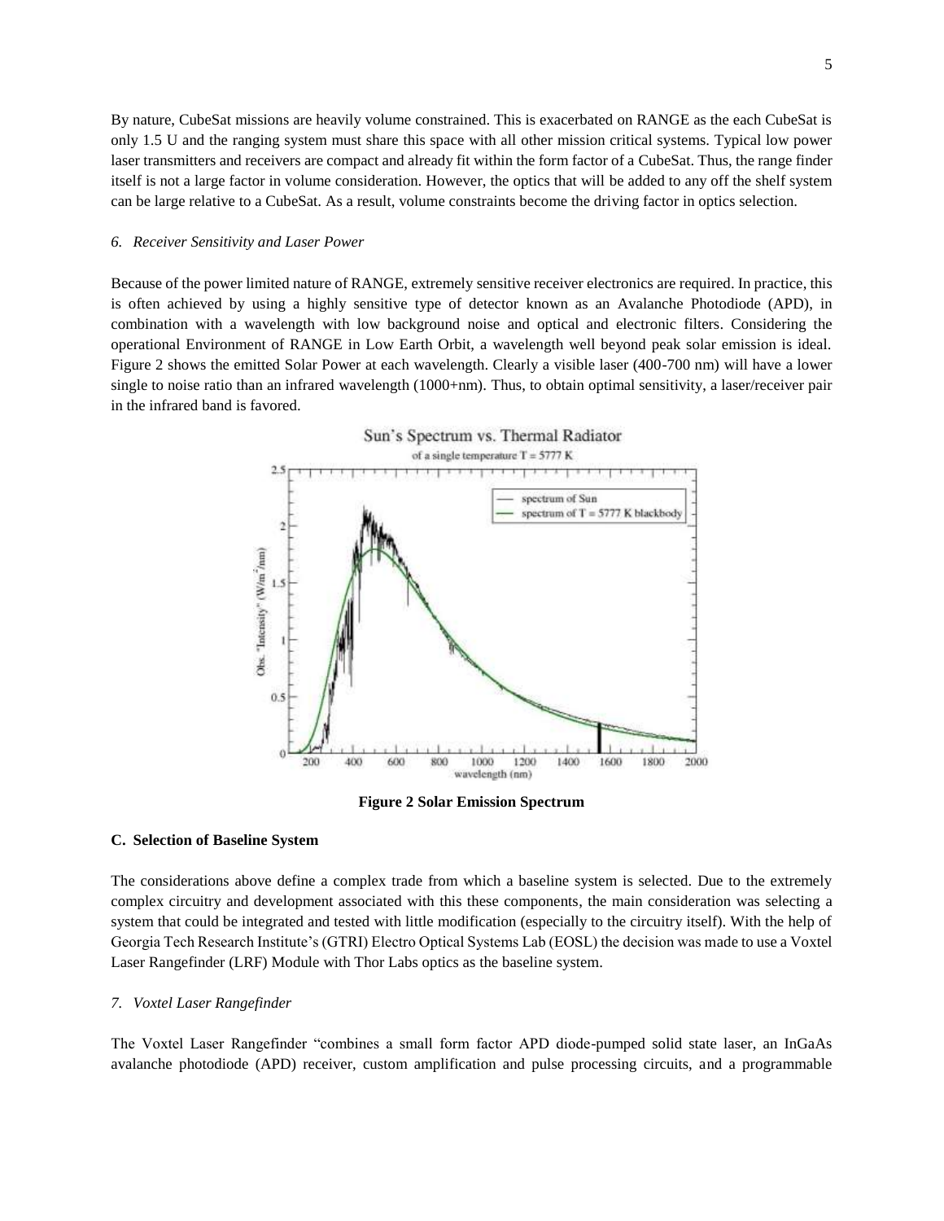By nature, CubeSat missions are heavily volume constrained. This is exacerbated on RANGE as the each CubeSat is only 1.5 U and the ranging system must share this space with all other mission critical systems. Typical low power laser transmitters and receivers are compact and already fit within the form factor of a CubeSat. Thus, the range finder itself is not a large factor in volume consideration. However, the optics that will be added to any off the shelf system can be large relative to a CubeSat. As a result, volume constraints become the driving factor in optics selection.

### *6. Receiver Sensitivity and Laser Power*

Because of the power limited nature of RANGE, extremely sensitive receiver electronics are required. In practice, this is often achieved by using a highly sensitive type of detector known as an Avalanche Photodiode (APD), in combination with a wavelength with low background noise and optical and electronic filters. Considering the operational Environment of RANGE in Low Earth Orbit, a wavelength well beyond peak solar emission is ideal. Figure 2 shows the emitted Solar Power at each wavelength. Clearly a visible laser (400-700 nm) will have a lower single to noise ratio than an infrared wavelength (1000+nm). Thus, to obtain optimal sensitivity, a laser/receiver pair in the infrared band is favored.

**Figure 2 Solar Emission Spectrum**

## C. Selection of Baseline System

The considerations above define a complex trade from which a baseline system is selected. Due to the extremely complex circuitry and development associated with this these components, the main consideration was selecting a system that could be integrated and tested with little modification (especially to the circuitry itself). With the help of Georgia Tech Research Institute's (GTRI) Electro Optical Systems Lab (EOSL) the decision was made to use a Voxtel Laser Rangefinder (LRF) Module with Thor Labs optics as the baseline system.

### *7. Voxtel Laser Rangefinder*

The Voxtel Laser Rangefinder "combines a small form factor APD diode-pumped solid state laser, an InGaAs avalanche photodiode (APD) receiver, custom amplification and pulse processing circuits, and a programmable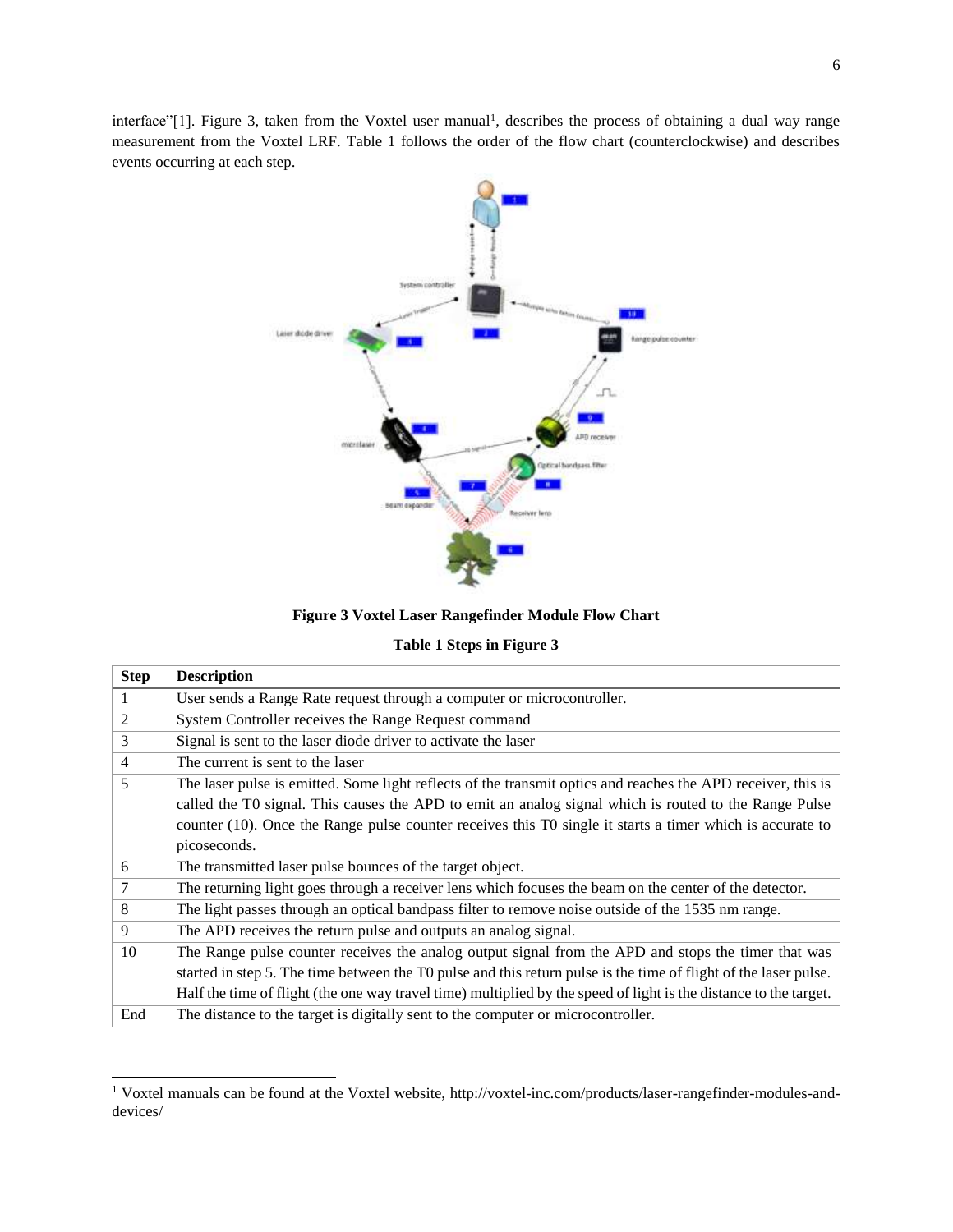interface"[1]. Figure 3, taken from the Voxtel user manual[1], describes the process of obtaining a dual way range measurement from the Voxtel LRF. Table 1 follows the order of the flow chart (counterclockwise) and describes events occurring at each step.

**Figure 3 Voxtel Laser Rangefinder Module Flow Chart**

**Table 1 Steps in Figure 3**

| Step | Description |
|---|---|
| 1 | User sends a Range Rate request through a computer or microcontroller. |
| 2 | System Controller receives the Range Request command |
| 3 | Signal is sent to the laser diode driver to activate the laser |
| 4 | The current is sent to the laser |
| 5 | The laser pulse is emitted. Some light reflects of the transmit optics and reaches the APD receiver, this is called the T0 signal. This causes the APD to emit an analog signal which is routed to the Range Pulse counter (10). Once the Range pulse counter receives this T0 single it starts a timer which is accurate to picoseconds. |
| 6 | The transmitted laser pulse bounces of the target object. |
| 7 | The returning light goes through a receiver lens which focuses the beam on the center of the detector. |
| 8 | The light passes through an optical bandpass filter to remove noise outside of the 1535 nm range. |
| 9 | The APD receives the return pulse and outputs an analog signal. |
| 10 | The Range pulse counter receives the analog output signal from the APD and stops the timer that was started in step 5. The time between the T0 pulse and this return pulse is the time of flight of the laser pulse. Half the time of flight (the one way travel time) multiplied by the speed of light is the distance to the target. |
| End | The distance to the target is digitally sent to the computer or microcontroller. |

[1] Voxtel manuals can be found at the Voxtel website, http://voxtel-inc.com/products/laser-rangefinder-modules-and-devices/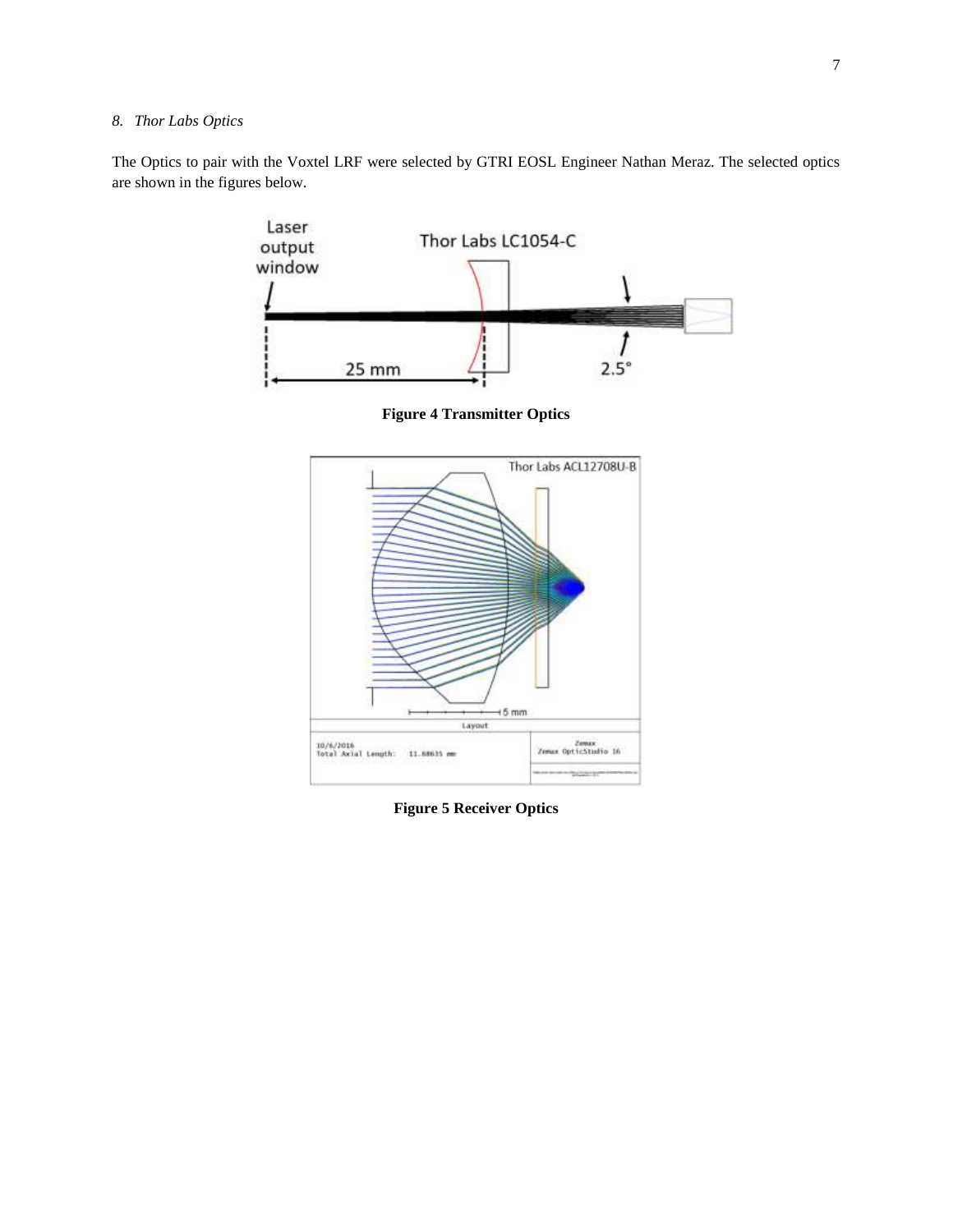*8. Thor Labs Optics*

The Optics to pair with the Voxtel LRF were selected by GTRI EOSL Engineer Nathan Meraz. The selected optics are shown in the figures below.

**Figure 4 Transmitter Optics**

**Figure 5 Receiver Optics**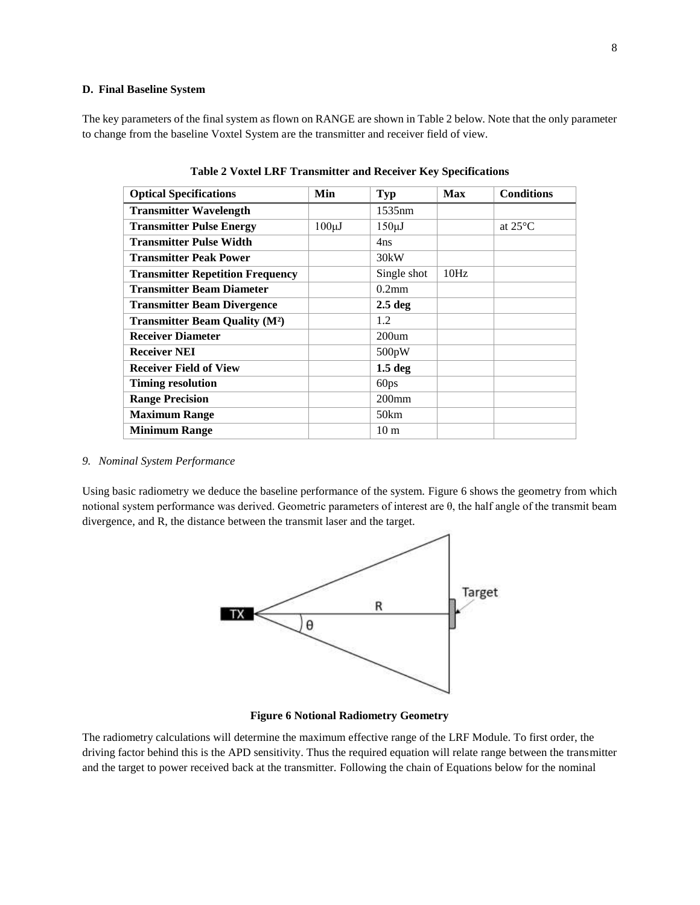### D. Final Baseline System

The key parameters of the final system as flown on RANGE are shown in Table 2 below. Note that the only parameter to change from the baseline Voxtel System are the transmitter and receiver field of view.

**Table 2 Voxtel LRF Transmitter and Receiver Key Specifications**

| Optical Specifications | Min | Typ | Max | Conditions |
|---|---|---|---|---|
| **Transmitter Wavelength** | | 1535nm | | |
| **Transmitter Pulse Energy** | 100μJ | 150μJ | | at 25°C |
| **Transmitter Pulse Width** | | 4ns | | |
| **Transmitter Peak Power** | | 30kW | | |
| **Transmitter Repetition Frequency** | | Single shot | 10Hz | |
| **Transmitter Beam Diameter** | | 0.2mm | | |
| **Transmitter Beam Divergence** | | **2.5 deg** | | |
| **Transmitter Beam Quality ($M^2$)** | | 1.2 | | |
| **Receiver Diameter** | | 200um | | |
| **Receiver NEI** | | 500pW | | |
| **Receiver Field of View** | | **1.5 deg** | | |
| **Timing resolution** | | 60ps | | |
| **Range Precision** | | 200mm | | |
| **Maximum Range** | | 50km | | |
| **Minimum Range** | | 10 m | | |

*9. Nominal System Performance*

Using basic radiometry we deduce the baseline performance of the system. Figure 6 shows the geometry from which notional system performance was derived. Geometric parameters of interest are θ, the half angle of the transmit beam divergence, and R, the distance between the transmit laser and the target.

**Figure 6 Notional Radiometry Geometry**

The radiometry calculations will determine the maximum effective range of the LRF Module. To first order, the driving factor behind this is the APD sensitivity. Thus the required equation will relate range between the transmitter and the target to power received back at the transmitter. Following the chain of Equations below for the nominal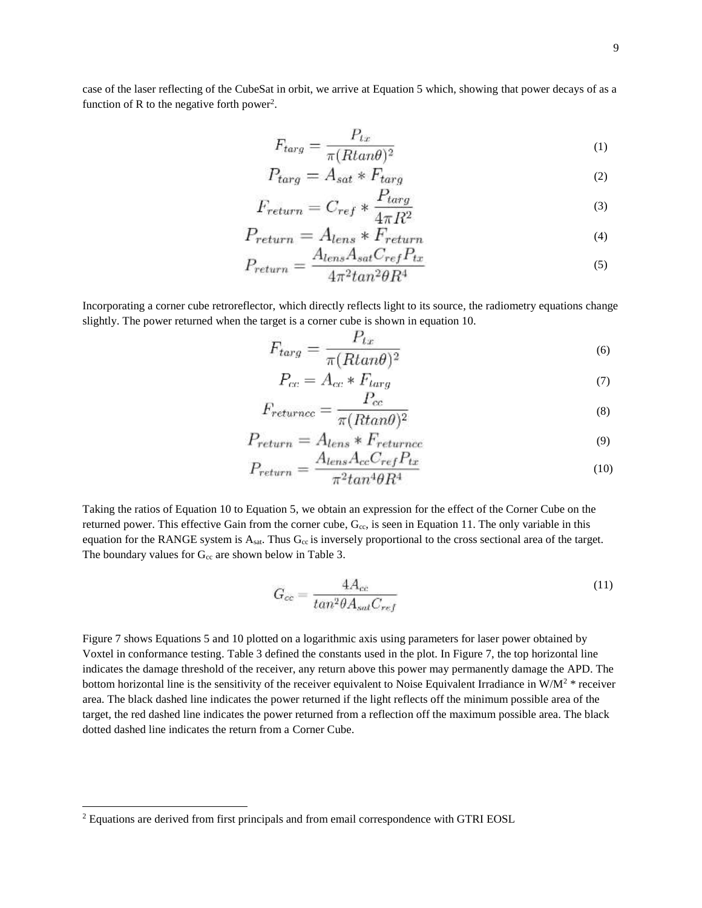case of the laser reflecting of the CubeSat in orbit, we arrive at Equation 5 which, showing that power decays of as a function of R to the negative forth power[2].

$$F_{targ} = \frac{P_{tx}}{\pi(Rtan\theta)^2} \tag{1}$$

$$P_{targ} = A_{sat} * F_{targ} \tag{2}$$

$$F_{return} = C_{ref} * \frac{P_{targ}}{4\pi R^2} \tag{3}$$

$$P_{return} = A_{lens} * F_{return} \tag{4}$$

$$P_{return} = \frac{A_{lens} A_{sat} C_{ref} P_{tx}}{4\pi^2 tan^2\theta R^4} \tag{5}$$

Incorporating a corner cube retroreflector, which directly reflects light to its source, the radiometry equations change slightly. The power returned when the target is a corner cube is shown in equation 10.

$$F_{targ} = \frac{P_{tx}}{\pi(Rtan\theta)^2} \tag{6}$$

$$P_{cc} = A_{cc} * F_{targ} \tag{7}$$

$$F_{returncc} = \frac{P_{cc}}{\pi(Rtan\theta)^2} \tag{8}$$

$$P_{return} = A_{lens} * F_{returncc} \tag{9}$$

$$P_{return} = \frac{A_{lens} A_{cc} C_{ref} P_{tx}}{\pi^2 tan^4\theta R^4} \tag{10}$$

Taking the ratios of Equation 10 to Equation 5, we obtain an expression for the effect of the Corner Cube on the returned power. This effective Gain from the corner cube, $G_{cc}$, is seen in Equation 11. The only variable in this equation for the RANGE system is $A_{sat}$. Thus $G_{cc}$ is inversely proportional to the cross sectional area of the target. The boundary values for $G_{cc}$ are shown below in Table 3.

$$G_{cc} = \frac{4A_{cc}}{tan^2\theta A_{sat} C_{ref}} \tag{11}$$

Figure 7 shows Equations 5 and 10 plotted on a logarithmic axis using parameters for laser power obtained by Voxtel in conformance testing. Table 3 defined the constants used in the plot. In Figure 7, the top horizontal line indicates the damage threshold of the receiver, any return above this power may permanently damage the APD. The bottom horizontal line is the sensitivity of the receiver equivalent to Noise Equivalent Irradiance in $W/M^2$ * receiver area. The black dashed line indicates the power returned if the light reflects off the minimum possible area of the target, the red dashed line indicates the power returned from a reflection off the maximum possible area. The black dotted dashed line indicates the return from a Corner Cube.

[2] Equations are derived from first principals and from email correspondence with GTRI EOSL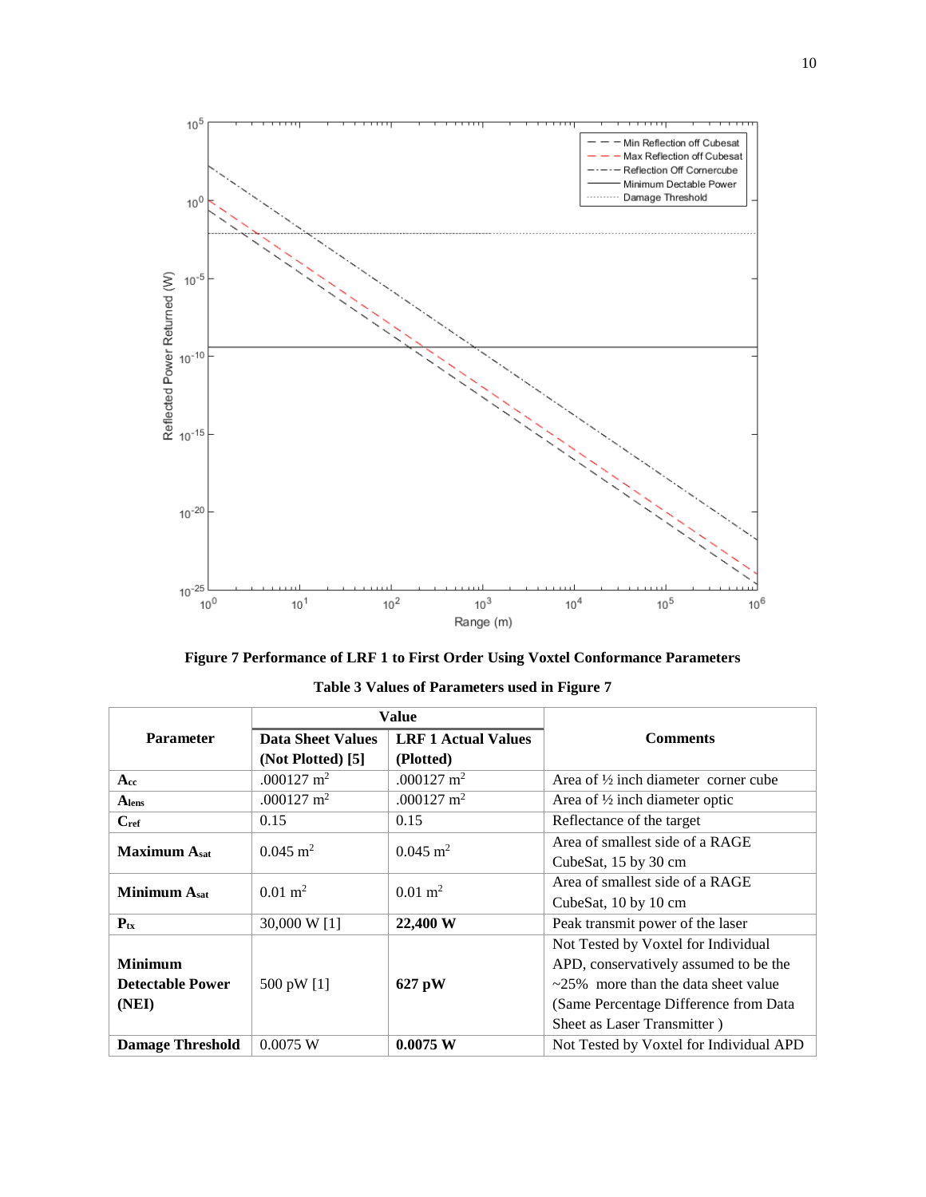Figure 7 Performance of LRF 1 to First Order Using Voxtel Conformance Parameters

Table 3 Values of Parameters used in Figure 7

| Parameter | Value | | Comments |
|---|---|---|---|
| | Data Sheet Values (Not Plotted) [5] | LRF 1 Actual Values (Plotted) | |
| $A_{cc}$ | .000127 $m^2$ | .000127 $m^2$ | Area of ½ inch diameter corner cube |
| $A_{lens}$ | .000127 $m^2$ | .000127 $m^2$ | Area of ½ inch diameter optic |
| $C_{ref}$ | 0.15 | 0.15 | Reflectance of the target |
| Maximum $A_{sat}$ | 0.045 $m^2$ | 0.045 $m^2$ | Area of smallest side of a RAGE CubeSat, 15 by 30 cm |
| Minimum $A_{sat}$ | 0.01 $m^2$ | 0.01 $m^2$ | Area of smallest side of a RAGE CubeSat, 10 by 10 cm |
| $P_{tx}$ | 30,000 W [1] | **22,400 W** | Peak transmit power of the laser |
| Minimum Detectable Power (NEI) | 500 pW [1] | **627 pW** | Not Tested by Voxtel for Individual APD, conservatively assumed to be the ~25% more than the data sheet value (Same Percentage Difference from Data Sheet as Laser Transmitter ) |
| Damage Threshold | 0.0075 W | **0.0075 W** | Not Tested by Voxtel for Individual APD |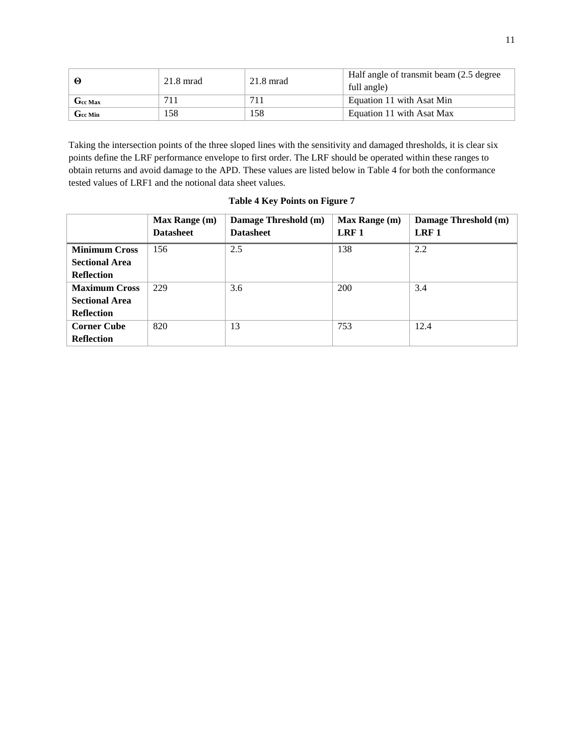| | | | |
|---|---|---|---|
| **Θ** | 21.8 mrad | 21.8 mrad | Half angle of transmit beam (2.5 degree full angle) |
| $G_{cc\ Max}$ | 711 | 711 | Equation 11 with Asat Min |
| $G_{cc\ Min}$ | 158 | 158 | Equation 11 with Asat Max |

Taking the intersection points of the three sloped lines with the sensitivity and damaged thresholds, it is clear six points define the LRF performance envelope to first order. The LRF should be operated within these ranges to obtain returns and avoid damage to the APD. These values are listed below in Table 4 for both the conformance tested values of LRF1 and the notional data sheet values.

**Table 4 Key Points on Figure 7**

| | **Max Range (m) Datasheet** | **Damage Threshold (m) Datasheet** | **Max Range (m) LRF 1** | **Damage Threshold (m) LRF 1** |
|---|---|---|---|---|
| **Minimum Cross Sectional Area Reflection** | 156 | 2.5 | 138 | 2.2 |
| **Maximum Cross Sectional Area Reflection** | 229 | 3.6 | 200 | 3.4 |
| **Corner Cube Reflection** | 820 | 13 | 753 | 12.4 |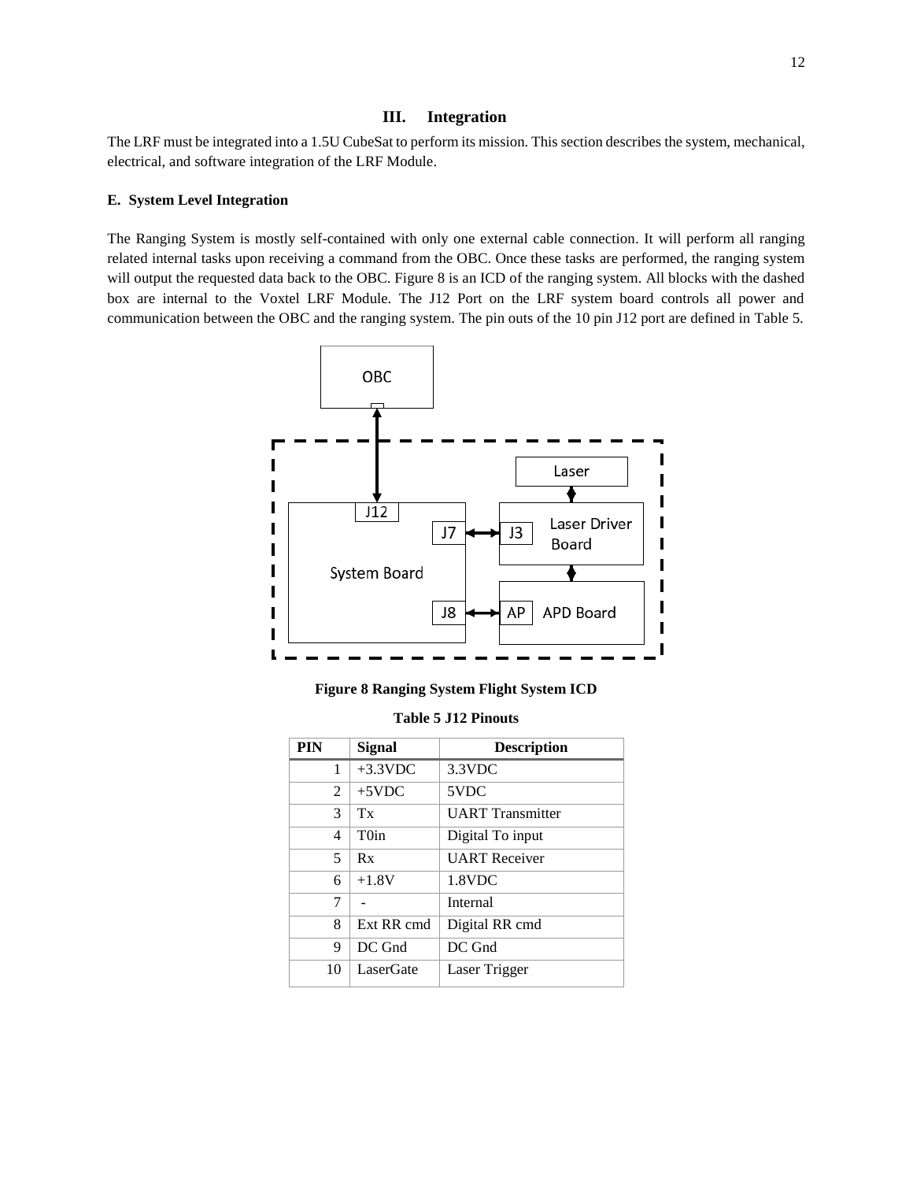## III. Integration

The LRF must be integrated into a 1.5U CubeSat to perform its mission. This section describes the system, mechanical, electrical, and software integration of the LRF Module.

### E. System Level Integration

The Ranging System is mostly self-contained with only one external cable connection. It will perform all ranging related internal tasks upon receiving a command from the OBC. Once these tasks are performed, the ranging system will output the requested data back to the OBC. Figure 8 is an ICD of the ranging system. All blocks with the dashed box are internal to the Voxtel LRF Module. The J12 Port on the LRF system board controls all power and communication between the OBC and the ranging system. The pin outs of the 10 pin J12 port are defined in Table 5.

**Figure 8 Ranging System Flight System ICD**

**Table 5 J12 Pinouts**

| PIN | Signal | Description |
|---|---|---|
| 1 | +3.3VDC | 3.3VDC |
| 2 | +5VDC | 5VDC |
| 3 | Tx | UART Transmitter |
| 4 | T0in | Digital To input |
| 5 | Rx | UART Receiver |
| 6 | +1.8V | 1.8VDC |
| 7 | - | Internal |
| 8 | Ext RR cmd | Digital RR cmd |
| 9 | DC Gnd | DC Gnd |
| 10 | LaserGate | Laser Trigger |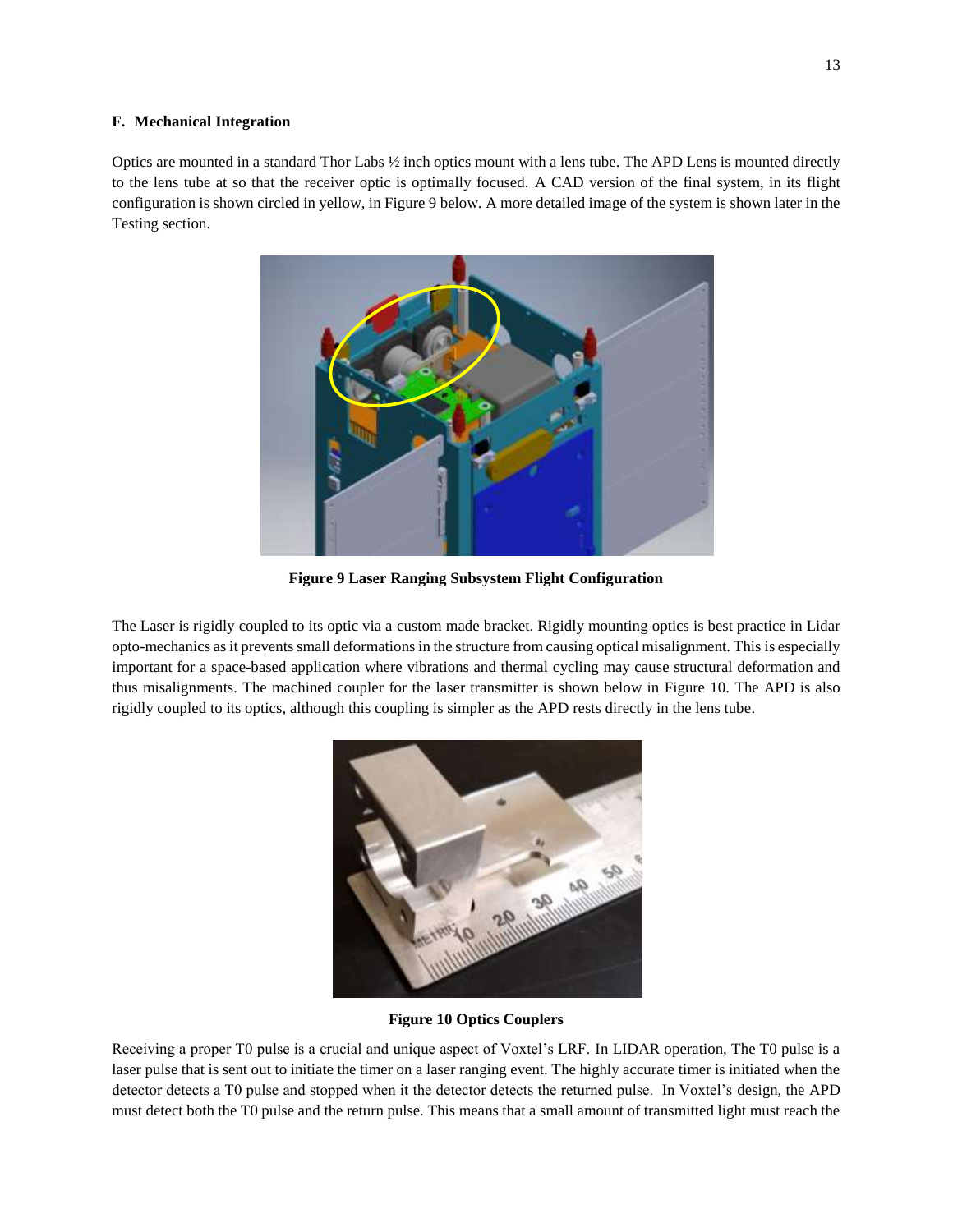### F. Mechanical Integration

Optics are mounted in a standard Thor Labs ½ inch optics mount with a lens tube. The APD Lens is mounted directly to the lens tube at so that the receiver optic is optimally focused. A CAD version of the final system, in its flight configuration is shown circled in yellow, in Figure 9 below. A more detailed image of the system is shown later in the Testing section.

**Figure 9 Laser Ranging Subsystem Flight Configuration**

The Laser is rigidly coupled to its optic via a custom made bracket. Rigidly mounting optics is best practice in Lidar opto-mechanics as it prevents small deformations in the structure from causing optical misalignment. This is especially important for a space-based application where vibrations and thermal cycling may cause structural deformation and thus misalignments. The machined coupler for the laser transmitter is shown below in Figure 10. The APD is also rigidly coupled to its optics, although this coupling is simpler as the APD rests directly in the lens tube.

**Figure 10 Optics Couplers**

Receiving a proper T0 pulse is a crucial and unique aspect of Voxtel's LRF. In LIDAR operation, The T0 pulse is a laser pulse that is sent out to initiate the timer on a laser ranging event. The highly accurate timer is initiated when the detector detects a T0 pulse and stopped when it the detector detects the returned pulse. In Voxtel's design, the APD must detect both the T0 pulse and the return pulse. This means that a small amount of transmitted light must reach the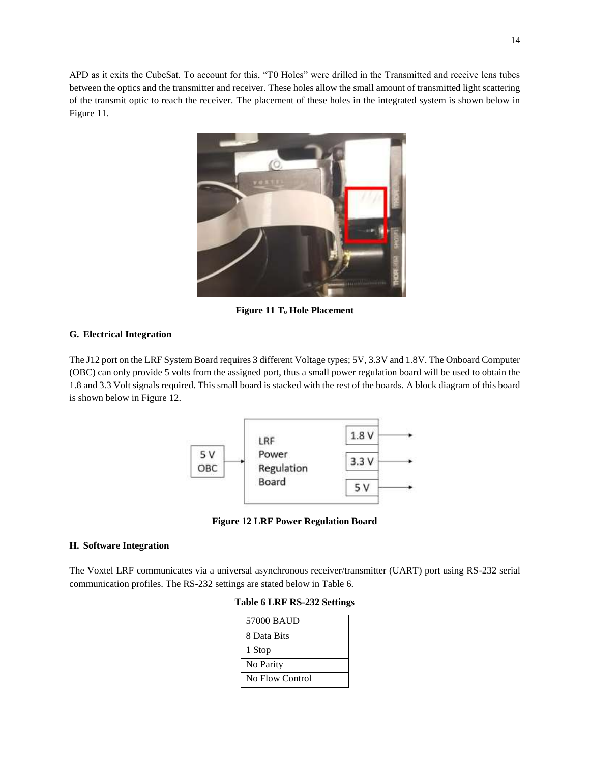APD as it exits the CubeSat. To account for this, "T0 Holes" were drilled in the Transmitted and receive lens tubes between the optics and the transmitter and receiver. These holes allow the small amount of transmitted light scattering of the transmit optic to reach the receiver. The placement of these holes in the integrated system is shown below in Figure 11.

**Figure 11 $T_o$ Hole Placement**

### G. Electrical Integration

The J12 port on the LRF System Board requires 3 different Voltage types; 5V, 3.3V and 1.8V. The Onboard Computer (OBC) can only provide 5 volts from the assigned port, thus a small power regulation board will be used to obtain the 1.8 and 3.3 Volt signals required. This small board is stacked with the rest of the boards. A block diagram of this board is shown below in Figure 12.

**Figure 12 LRF Power Regulation Board**

### H. Software Integration

The Voxtel LRF communicates via a universal asynchronous receiver/transmitter (UART) port using RS-232 serial communication profiles. The RS-232 settings are stated below in Table 6.

**Table 6 LRF RS-232 Settings**

| 57000 BAUD |
|---|
| 8 Data Bits |
| 1 Stop |
| No Parity |
| No Flow Control |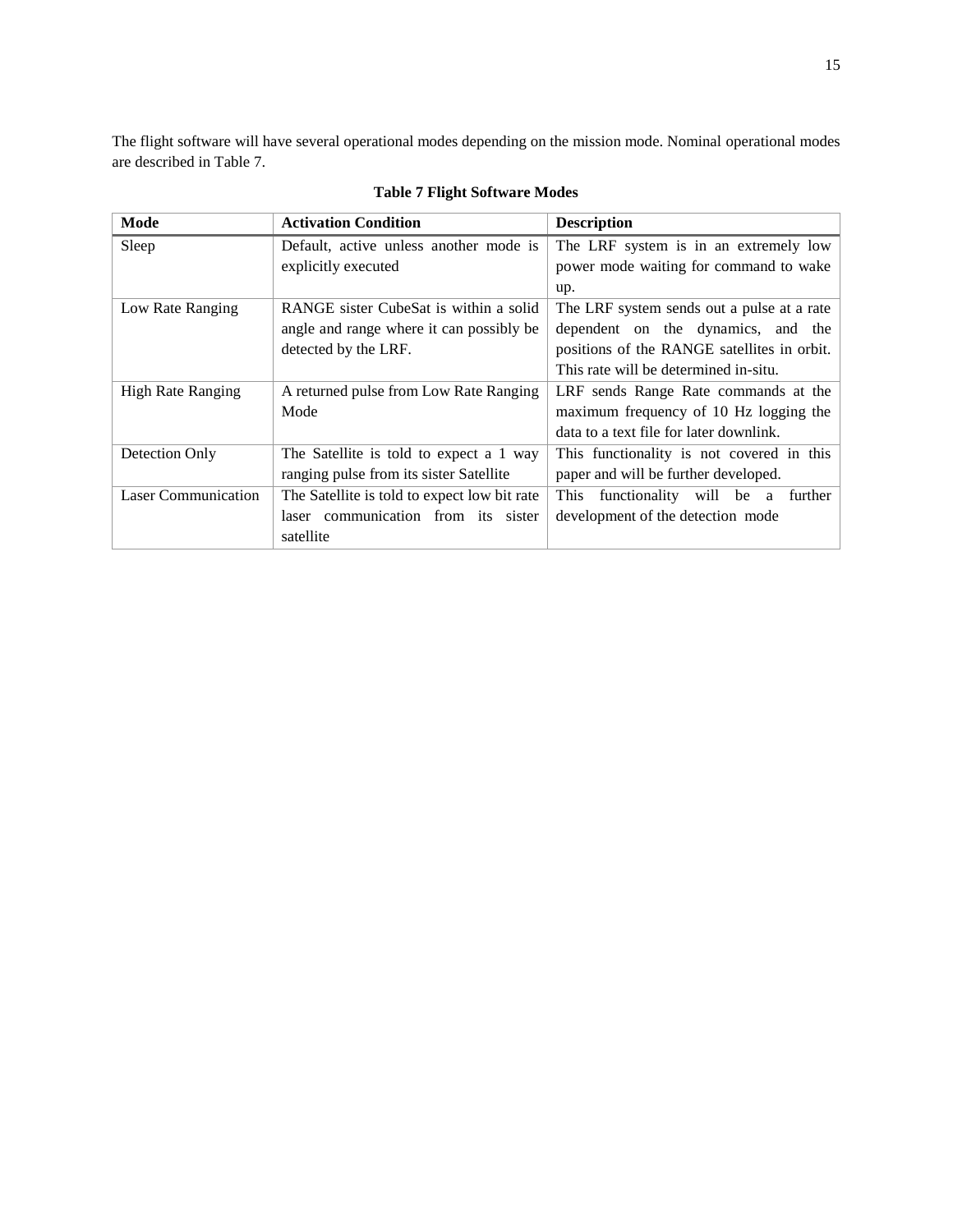The flight software will have several operational modes depending on the mission mode. Nominal operational modes are described in Table 7.

**Table 7 Flight Software Modes**

| Mode | Activation Condition | Description |
|---|---|---|
| Sleep | Default, active unless another mode is explicitly executed | The LRF system is in an extremely low power mode waiting for command to wake up. |
| Low Rate Ranging | RANGE sister CubeSat is within a solid angle and range where it can possibly be detected by the LRF. | The LRF system sends out a pulse at a rate dependent on the dynamics, and the positions of the RANGE satellites in orbit. This rate will be determined in-situ. |
| High Rate Ranging | A returned pulse from Low Rate Ranging Mode | LRF sends Range Rate commands at the maximum frequency of 10 Hz logging the data to a text file for later downlink. |
| Detection Only | The Satellite is told to expect a 1 way ranging pulse from its sister Satellite | This functionality is not covered in this paper and will be further developed. |
| Laser Communication | The Satellite is told to expect low bit rate laser communication from its sister satellite | This functionality will be a further development of the detection mode |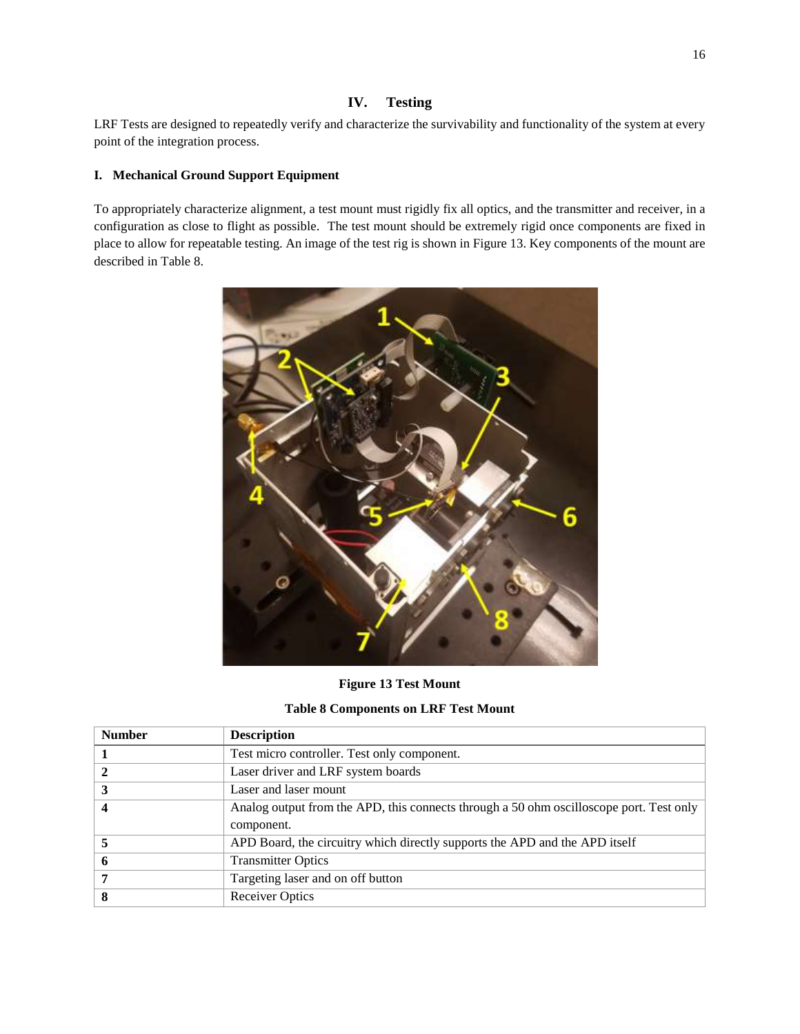## IV. Testing

LRF Tests are designed to repeatedly verify and characterize the survivability and functionality of the system at every point of the integration process.

### I. Mechanical Ground Support Equipment

To appropriately characterize alignment, a test mount must rigidly fix all optics, and the transmitter and receiver, in a configuration as close to flight as possible. The test mount should be extremely rigid once components are fixed in place to allow for repeatable testing. An image of the test rig is shown in Figure 13. Key components of the mount are described in Table 8.

**Figure 13 Test Mount**

**Table 8 Components on LRF Test Mount**

| Number | Description |
|---|---|
| **1** | Test micro controller. Test only component. |
| **2** | Laser driver and LRF system boards |
| **3** | Laser and laser mount |
| **4** | Analog output from the APD, this connects through a 50 ohm oscilloscope port. Test only component. |
| **5** | APD Board, the circuitry which directly supports the APD and the APD itself |
| **6** | Transmitter Optics |
| **7** | Targeting laser and on off button |
| **8** | Receiver Optics |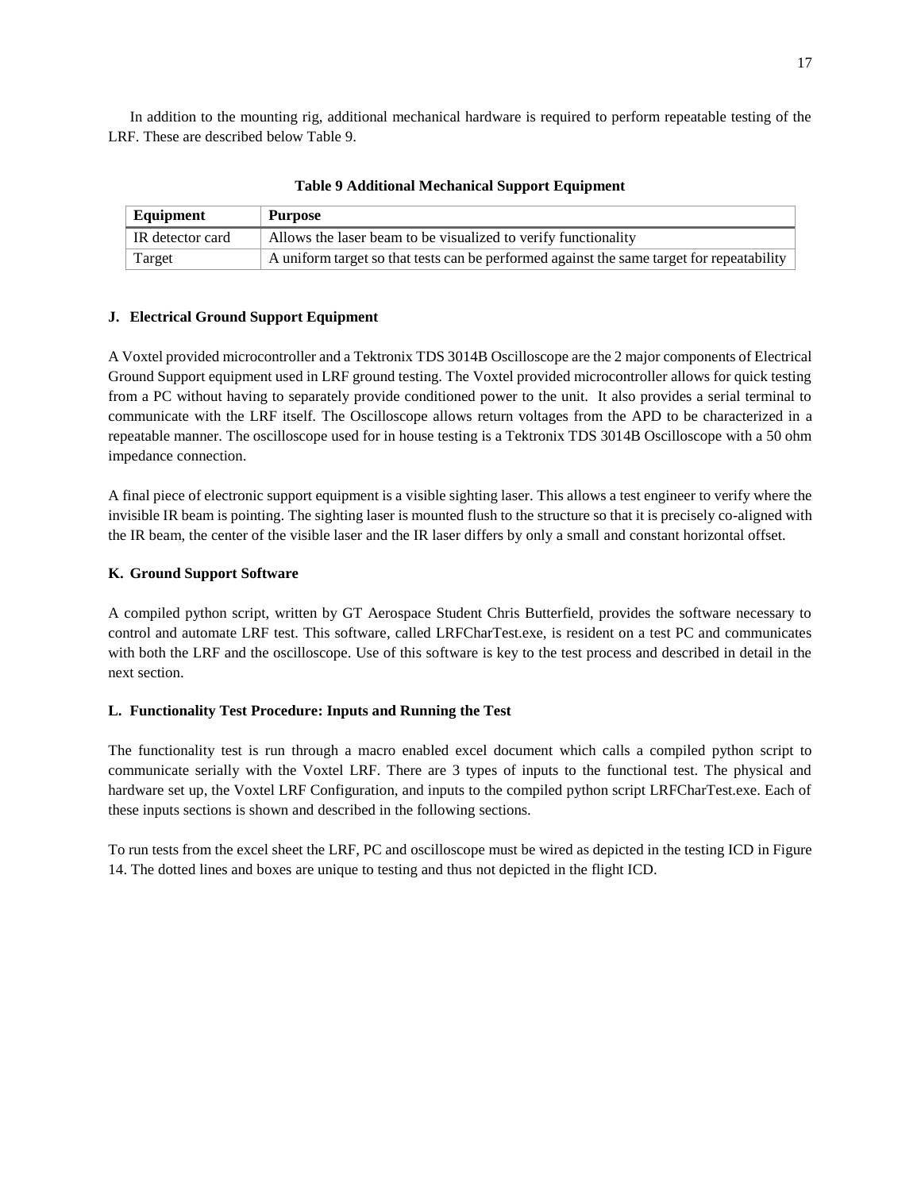In addition to the mounting rig, additional mechanical hardware is required to perform repeatable testing of the LRF. These are described below Table 9.

**Table 9 Additional Mechanical Support Equipment**

| Equipment | Purpose |
|---|---|
| IR detector card | Allows the laser beam to be visualized to verify functionality |
| Target | A uniform target so that tests can be performed against the same target for repeatability |

### J. Electrical Ground Support Equipment

A Voxtel provided microcontroller and a Tektronix TDS 3014B Oscilloscope are the 2 major components of Electrical Ground Support equipment used in LRF ground testing. The Voxtel provided microcontroller allows for quick testing from a PC without having to separately provide conditioned power to the unit. It also provides a serial terminal to communicate with the LRF itself. The Oscilloscope allows return voltages from the APD to be characterized in a repeatable manner. The oscilloscope used for in house testing is a Tektronix TDS 3014B Oscilloscope with a 50 ohm impedance connection.

A final piece of electronic support equipment is a visible sighting laser. This allows a test engineer to verify where the invisible IR beam is pointing. The sighting laser is mounted flush to the structure so that it is precisely co-aligned with the IR beam, the center of the visible laser and the IR laser differs by only a small and constant horizontal offset.

### K. Ground Support Software

A compiled python script, written by GT Aerospace Student Chris Butterfield, provides the software necessary to control and automate LRF test. This software, called LRFCharTest.exe, is resident on a test PC and communicates with both the LRF and the oscilloscope. Use of this software is key to the test process and described in detail in the next section.

### L. Functionality Test Procedure: Inputs and Running the Test

The functionality test is run through a macro enabled excel document which calls a compiled python script to communicate serially with the Voxtel LRF. There are 3 types of inputs to the functional test. The physical and hardware set up, the Voxtel LRF Configuration, and inputs to the compiled python script LRFCharTest.exe. Each of these inputs sections is shown and described in the following sections.

To run tests from the excel sheet the LRF, PC and oscilloscope must be wired as depicted in the testing ICD in Figure 14. The dotted lines and boxes are unique to testing and thus not depicted in the flight ICD.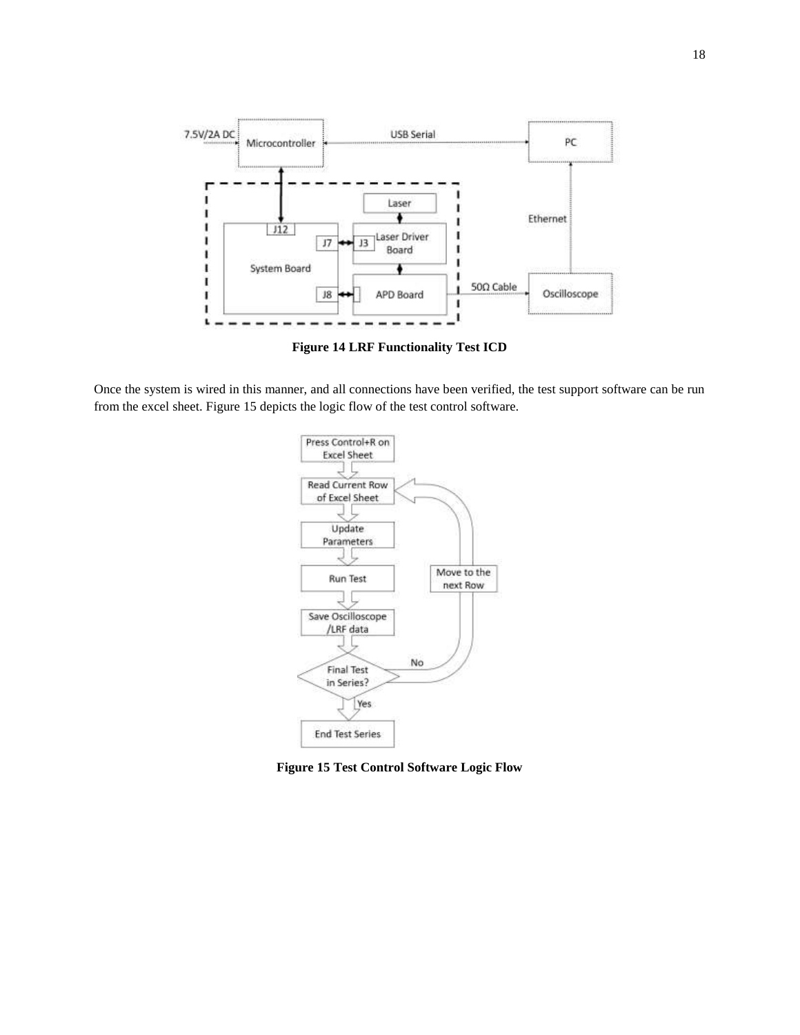**Figure 14 LRF Functionality Test ICD**

Once the system is wired in this manner, and all connections have been verified, the test support software can be run from the excel sheet. Figure 15 depicts the logic flow of the test control software.

**Figure 15 Test Control Software Logic Flow**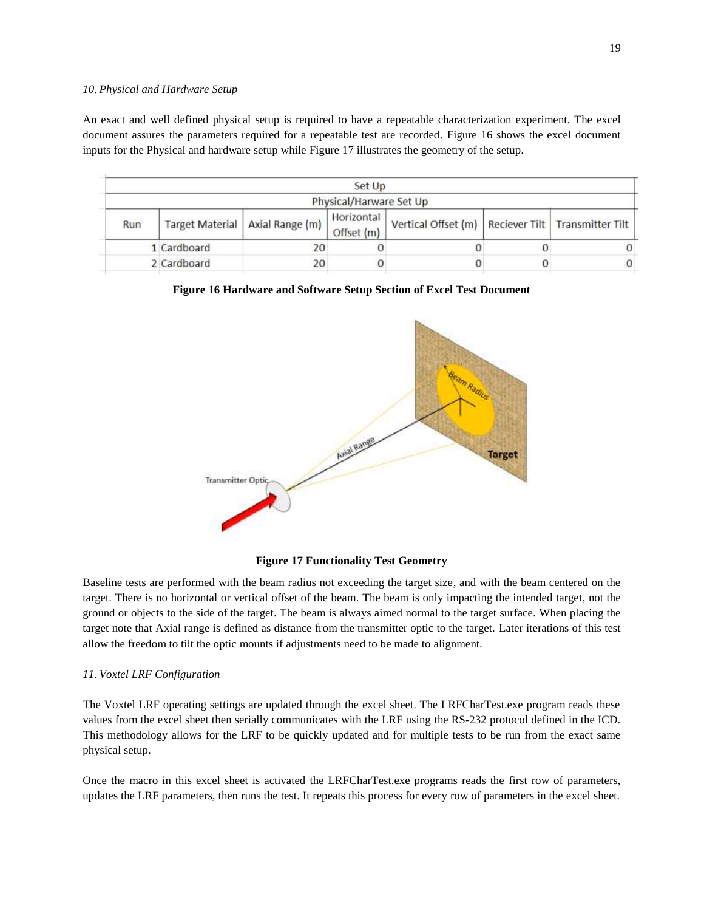*10. Physical and Hardware Setup*

An exact and well defined physical setup is required to have a repeatable characterization experiment. The excel document assures the parameters required for a repeatable test are recorded. Figure 16 shows the excel document inputs for the Physical and hardware setup while Figure 17 illustrates the geometry of the setup.

| Set Up | | | | | | |
|---|---|---|---|---|---|---|
| Physical/Harware Set Up | | | | | | |
| Run | Target Material | Axial Range (m) | Horizontal Offset (m) | Vertical Offset (m) | Reciever Tilt | Transmitter Tilt |
| 1 | Cardboard | 20 | 0 | 0 | 0 | 0 |
| 2 | Cardboard | 20 | 0 | 0 | 0 | 0 |

**Figure 16 Hardware and Software Setup Section of Excel Test Document**

**Figure 17 Functionality Test Geometry**

Baseline tests are performed with the beam radius not exceeding the target size, and with the beam centered on the target. There is no horizontal or vertical offset of the beam. The beam is only impacting the intended target, not the ground or objects to the side of the target. The beam is always aimed normal to the target surface. When placing the target note that Axial range is defined as distance from the transmitter optic to the target. Later iterations of this test allow the freedom to tilt the optic mounts if adjustments need to be made to alignment.

*11. Voxtel LRF Configuration*

The Voxtel LRF operating settings are updated through the excel sheet. The LRFCharTest.exe program reads these values from the excel sheet then serially communicates with the LRF using the RS-232 protocol defined in the ICD. This methodology allows for the LRF to be quickly updated and for multiple tests to be run from the exact same physical setup.

Once the macro in this excel sheet is activated the LRFCharTest.exe programs reads the first row of parameters, updates the LRF parameters, then runs the test. It repeats this process for every row of parameters in the excel sheet.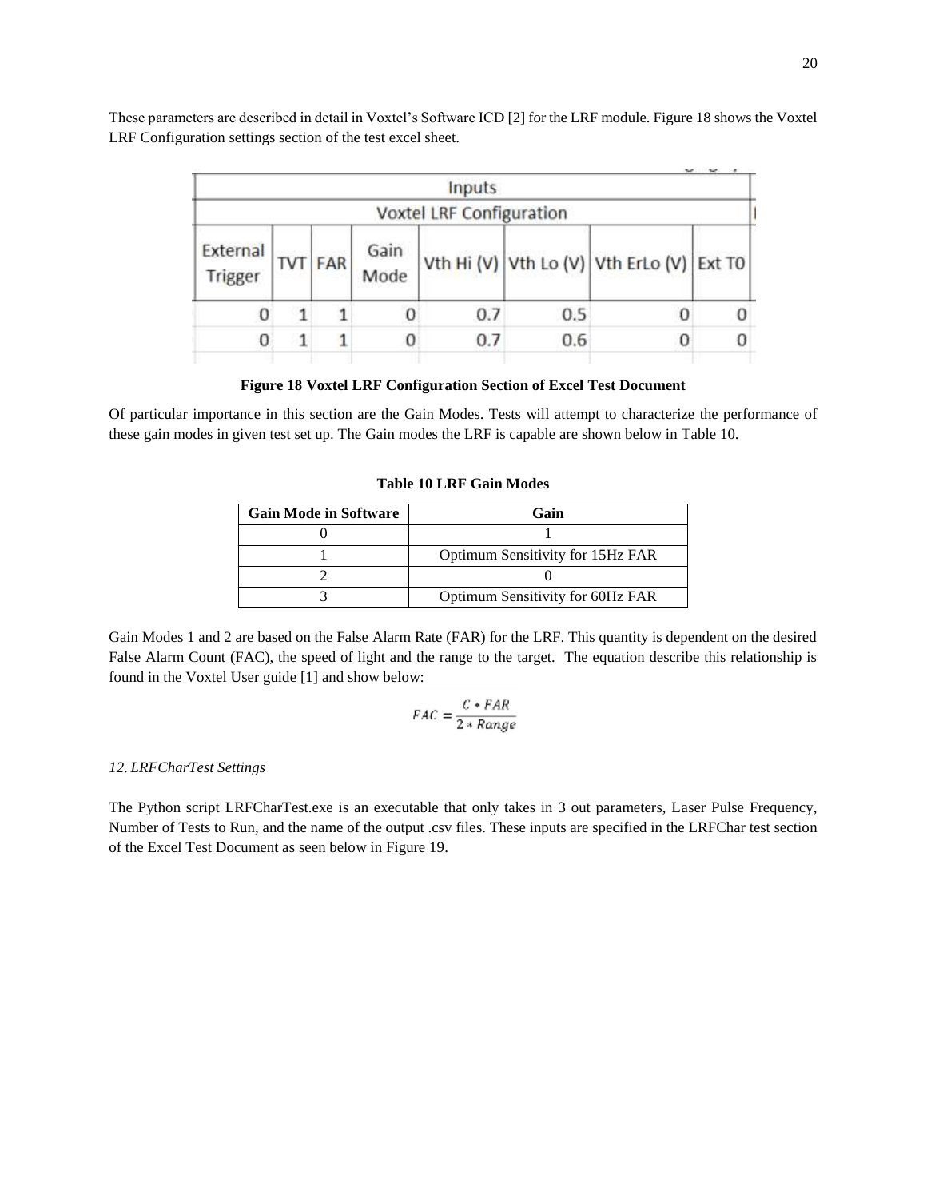These parameters are described in detail in Voxtel's Software ICD [2] for the LRF module. Figure 18 shows the Voxtel LRF Configuration settings section of the test excel sheet.

| Inputs | | | | | | | |
|---|---|---|---|---|---|---|---|
| Voxtel LRF Configuration | | | | | | | |
| External Trigger | TVT | FAR | Gain Mode | Vth Hi (V) | Vth Lo (V) | Vth ErLo (V) | Ext T0 |
| 0 | 1 | 1 | 0 | 0.7 | 0.5 | 0 | 0 |
| 0 | 1 | 1 | 0 | 0.7 | 0.6 | 0 | 0 |

**Figure 18 Voxtel LRF Configuration Section of Excel Test Document**

Of particular importance in this section are the Gain Modes. Tests will attempt to characterize the performance of these gain modes in given test set up. The Gain modes the LRF is capable are shown below in Table 10.

**Table 10 LRF Gain Modes**

| Gain Mode in Software | Gain |
|---|---|
| 0 | 1 |
| 1 | Optimum Sensitivity for 15Hz FAR |
| 2 | 0 |
| 3 | Optimum Sensitivity for 60Hz FAR |

Gain Modes 1 and 2 are based on the False Alarm Rate (FAR) for the LRF. This quantity is dependent on the desired False Alarm Count (FAC), the speed of light and the range to the target. The equation describe this relationship is found in the Voxtel User guide [1] and show below:

$$FAC = \frac{C * FAR}{2 * Range}$$

*12. LRFCharTest Settings*

The Python script LRFCharTest.exe is an executable that only takes in 3 out parameters, Laser Pulse Frequency, Number of Tests to Run, and the name of the output .csv files. These inputs are specified in the LRFChar test section of the Excel Test Document as seen below in Figure 19.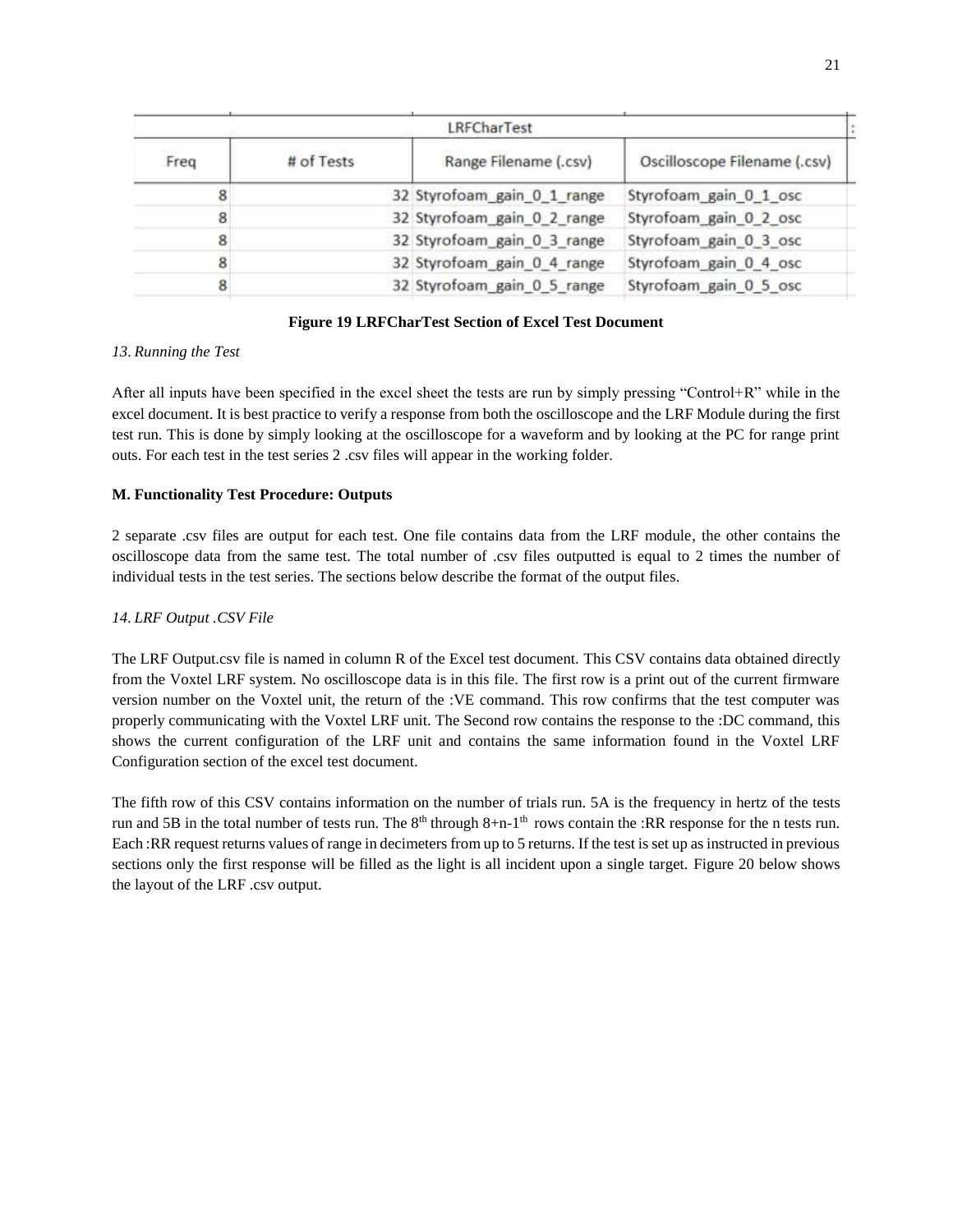| LRFCharTest | | | |
|---|---|---|---|
| Freq | # of Tests | Range Filename (.csv) | Oscilloscope Filename (.csv) |
| 8 | 32 | Styrofoam_gain_0_1_range | Styrofoam_gain_0_1_osc |
| 8 | 32 | Styrofoam_gain_0_2_range | Styrofoam_gain_0_2_osc |
| 8 | 32 | Styrofoam_gain_0_3_range | Styrofoam_gain_0_3_osc |
| 8 | 32 | Styrofoam_gain_0_4_range | Styrofoam_gain_0_4_osc |
| 8 | 32 | Styrofoam_gain_0_5_range | Styrofoam_gain_0_5_osc |

**Figure 19 LRFCharTest Section of Excel Test Document**

*13. Running the Test*

After all inputs have been specified in the excel sheet the tests are run by simply pressing "Control+R" while in the excel document. It is best practice to verify a response from both the oscilloscope and the LRF Module during the first test run. This is done by simply looking at the oscilloscope for a waveform and by looking at the PC for range print outs. For each test in the test series 2 .csv files will appear in the working folder.

**M. Functionality Test Procedure: Outputs**

2 separate .csv files are output for each test. One file contains data from the LRF module, the other contains the oscilloscope data from the same test. The total number of .csv files outputted is equal to 2 times the number of individual tests in the test series. The sections below describe the format of the output files.

*14. LRF Output .CSV File*

The LRF Output.csv file is named in column R of the Excel test document. This CSV contains data obtained directly from the Voxtel LRF system. No oscilloscope data is in this file. The first row is a print out of the current firmware version number on the Voxtel unit, the return of the :VE command. This row confirms that the test computer was properly communicating with the Voxtel LRF unit. The Second row contains the response to the :DC command, this shows the current configuration of the LRF unit and contains the same information found in the Voxtel LRF Configuration section of the excel test document.

The fifth row of this CSV contains information on the number of trials run. 5A is the frequency in hertz of the tests run and 5B in the total number of tests run. The $8^{th}$ through $8+n-1^{th}$ rows contain the :RR response for the n tests run. Each :RR request returns values of range in decimeters from up to 5 returns. If the test is set up as instructed in previous sections only the first response will be filled as the light is all incident upon a single target. Figure 20 below shows the layout of the LRF .csv output.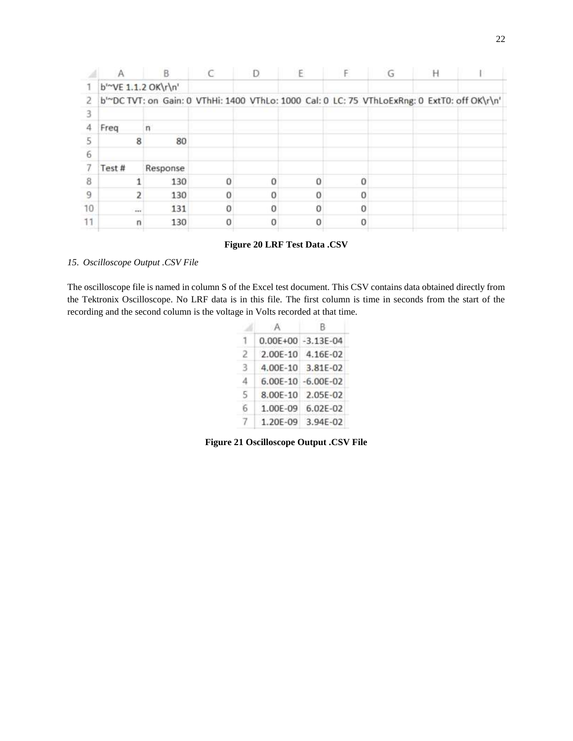| | A | B | C | D | E | F | G | H | I |
|---|---|---|---|---|---|---|---|---|---|
| 1 | b'~VE 1.1.2 OK\r\n' | | | | | | | | |
| 2 | b'~DC TVT: on Gain: 0 VThHi: 1400 VThLo: 1000 Cal: 0 LC: 75 VThLoExRng: 0 ExtT0: off OK\r\n' | | | | | | | | |
| 3 | | | | | | | | | |
| 4 | Freq | n | | | | | | | |
| 5 | 8 | 80 | | | | | | | |
| 6 | | | | | | | | | |
| 7 | Test # | Response | | | | | | | |
| 8 | 1 | 130 | 0 | 0 | 0 | 0 | | | |
| 9 | 2 | 130 | 0 | 0 | 0 | 0 | | | |
| 10 | ... | 131 | 0 | 0 | 0 | 0 | | | |
| 11 | n | 130 | 0 | 0 | 0 | 0 | | | |

**Figure 20 LRF Test Data .CSV**

*15. Oscilloscope Output .CSV File*

The oscilloscope file is named in column S of the Excel test document. This CSV contains data obtained directly from the Tektronix Oscilloscope. No LRF data is in this file. The first column is time in seconds from the start of the recording and the second column is the voltage in Volts recorded at that time.

| | A | B |
|---|---|---|
| 1 | 0.00E+00 | -3.13E-04 |
| 2 | 2.00E-10 | 4.16E-02 |
| 3 | 4.00E-10 | 3.81E-02 |
| 4 | 6.00E-10 | -6.00E-02 |
| 5 | 8.00E-10 | 2.05E-02 |
| 6 | 1.00E-09 | 6.02E-02 |
| 7 | 1.20E-09 | 3.94E-02 |

**Figure 21 Oscilloscope Output .CSV File**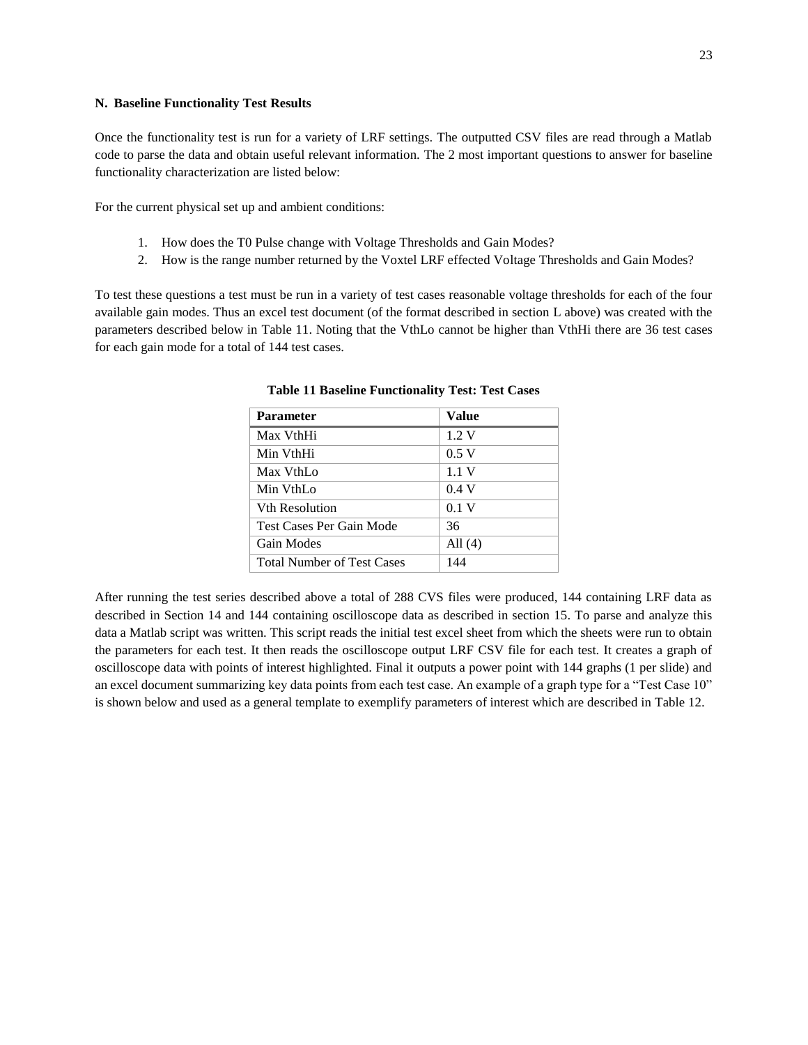### N. Baseline Functionality Test Results

Once the functionality test is run for a variety of LRF settings. The outputted CSV files are read through a Matlab code to parse the data and obtain useful relevant information. The 2 most important questions to answer for baseline functionality characterization are listed below:

For the current physical set up and ambient conditions:

1. How does the T0 Pulse change with Voltage Thresholds and Gain Modes?
2. How is the range number returned by the Voxtel LRF effected Voltage Thresholds and Gain Modes?

To test these questions a test must be run in a variety of test cases reasonable voltage thresholds for each of the four available gain modes. Thus an excel test document (of the format described in section L above) was created with the parameters described below in Table 11. Noting that the VthLo cannot be higher than VthHi there are 36 test cases for each gain mode for a total of 144 test cases.

**Table 11 Baseline Functionality Test: Test Cases**

| Parameter | Value |
|---|---|
| Max VthHi | 1.2 V |
| Min VthHi | 0.5 V |
| Max VthLo | 1.1 V |
| Min VthLo | 0.4 V |
| Vth Resolution | 0.1 V |
| Test Cases Per Gain Mode | 36 |
| Gain Modes | All (4) |
| Total Number of Test Cases | 144 |

After running the test series described above a total of 288 CVS files were produced, 144 containing LRF data as described in Section 14 and 144 containing oscilloscope data as described in section 15. To parse and analyze this data a Matlab script was written. This script reads the initial test excel sheet from which the sheets were run to obtain the parameters for each test. It then reads the oscilloscope output LRF CSV file for each test. It creates a graph of oscilloscope data with points of interest highlighted. Final it outputs a power point with 144 graphs (1 per slide) and an excel document summarizing key data points from each test case. An example of a graph type for a "Test Case 10" is shown below and used as a general template to exemplify parameters of interest which are described in Table 12.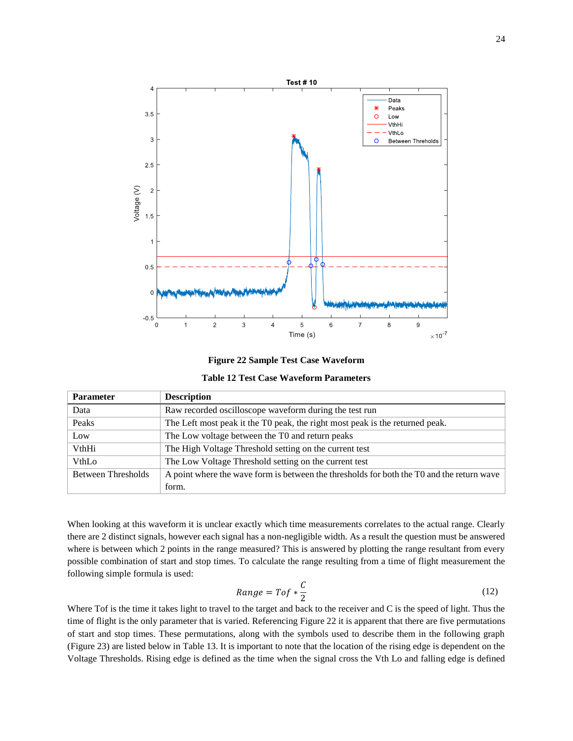**Figure 22 Sample Test Case Waveform**

**Table 12 Test Case Waveform Parameters**

| Parameter | Description |
|---|---|
| Data | Raw recorded oscilloscope waveform during the test run |
| Peaks | The Left most peak it the T0 peak, the right most peak is the returned peak. |
| Low | The Low voltage between the T0 and return peaks |
| VthHi | The High Voltage Threshold setting on the current test |
| VthLo | The Low Voltage Threshold setting on the current test |
| Between Thresholds | A point where the wave form is between the thresholds for both the T0 and the return wave form. |

When looking at this waveform it is unclear exactly which time measurements correlates to the actual range. Clearly there are 2 distinct signals, however each signal has a non-negligible width. As a result the question must be answered where is between which 2 points in the range measured? This is answered by plotting the range resultant from every possible combination of start and stop times. To calculate the range resulting from a time of flight measurement the following simple formula is used:

$$Range = Tof * \frac{C}{2} \tag{12}$$

Where Tof is the time it takes light to travel to the target and back to the receiver and C is the speed of light. Thus the time of flight is the only parameter that is varied. Referencing Figure 22 it is apparent that there are five permutations of start and stop times. These permutations, along with the symbols used to describe them in the following graph (Figure 23) are listed below in Table 13. It is important to note that the location of the rising edge is dependent on the Voltage Thresholds. Rising edge is defined as the time when the signal cross the Vth Lo and falling edge is defined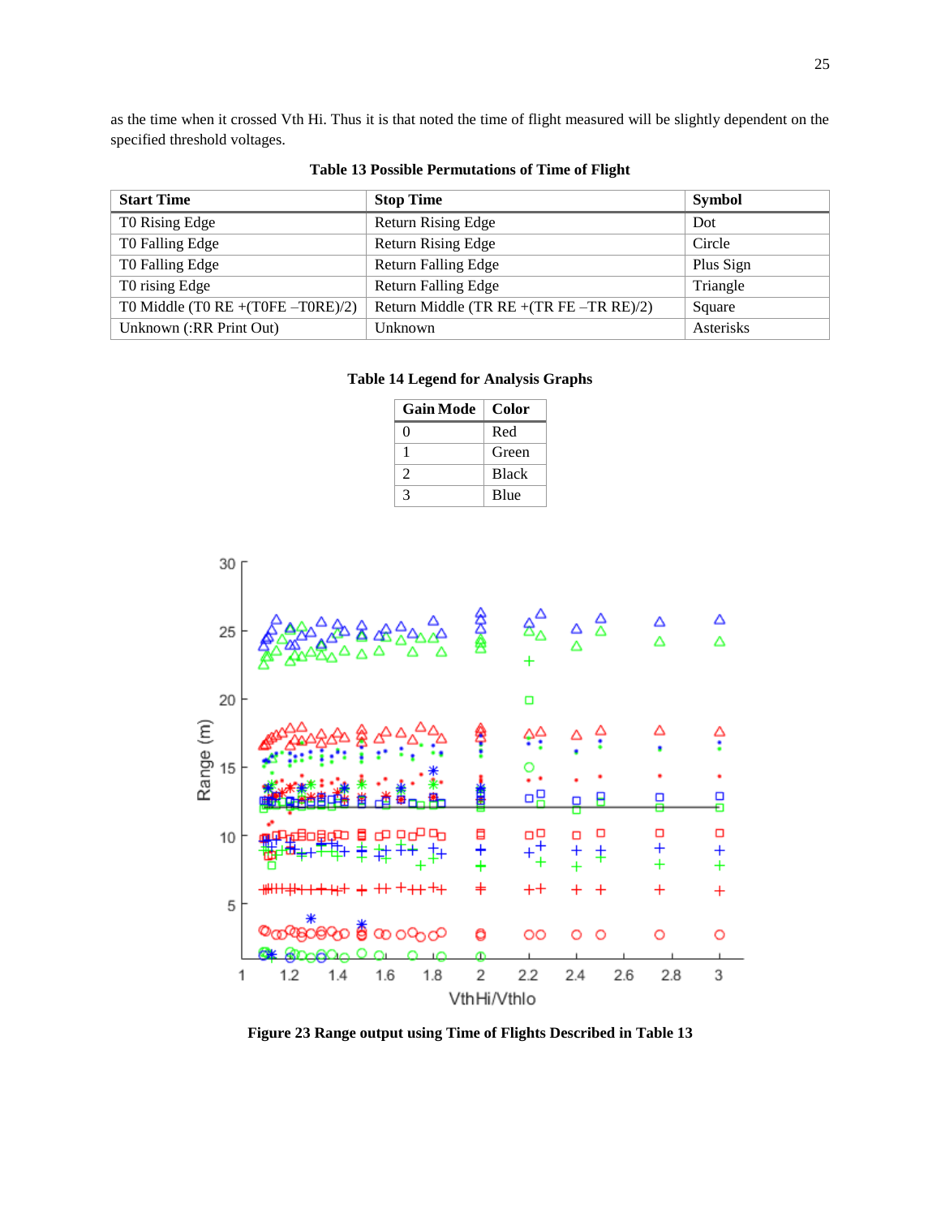as the time when it crossed Vth Hi. Thus it is that noted the time of flight measured will be slightly dependent on the specified threshold voltages.

**Table 13 Possible Permutations of Time of Flight**

| Start Time | Stop Time | Symbol |
| --- | --- | --- |
| T0 Rising Edge | Return Rising Edge | Dot |
| T0 Falling Edge | Return Rising Edge | Circle |
| T0 Falling Edge | Return Falling Edge | Plus Sign |
| T0 rising Edge | Return Falling Edge | Triangle |
| T0 Middle (T0 RE +(T0FE –T0RE)/2) | Return Middle (TR RE +(TR FE –TR RE)/2) | Square |
| Unknown (:RR Print Out) | Unknown | Asterisks |

**Table 14 Legend for Analysis Graphs**

| Gain Mode | Color |
| --- | --- |
| 0 | Red |
| 1 | Green |
| 2 | Black |
| 3 | Blue |

**Figure 23 Range output using Time of Flights Described in Table 13**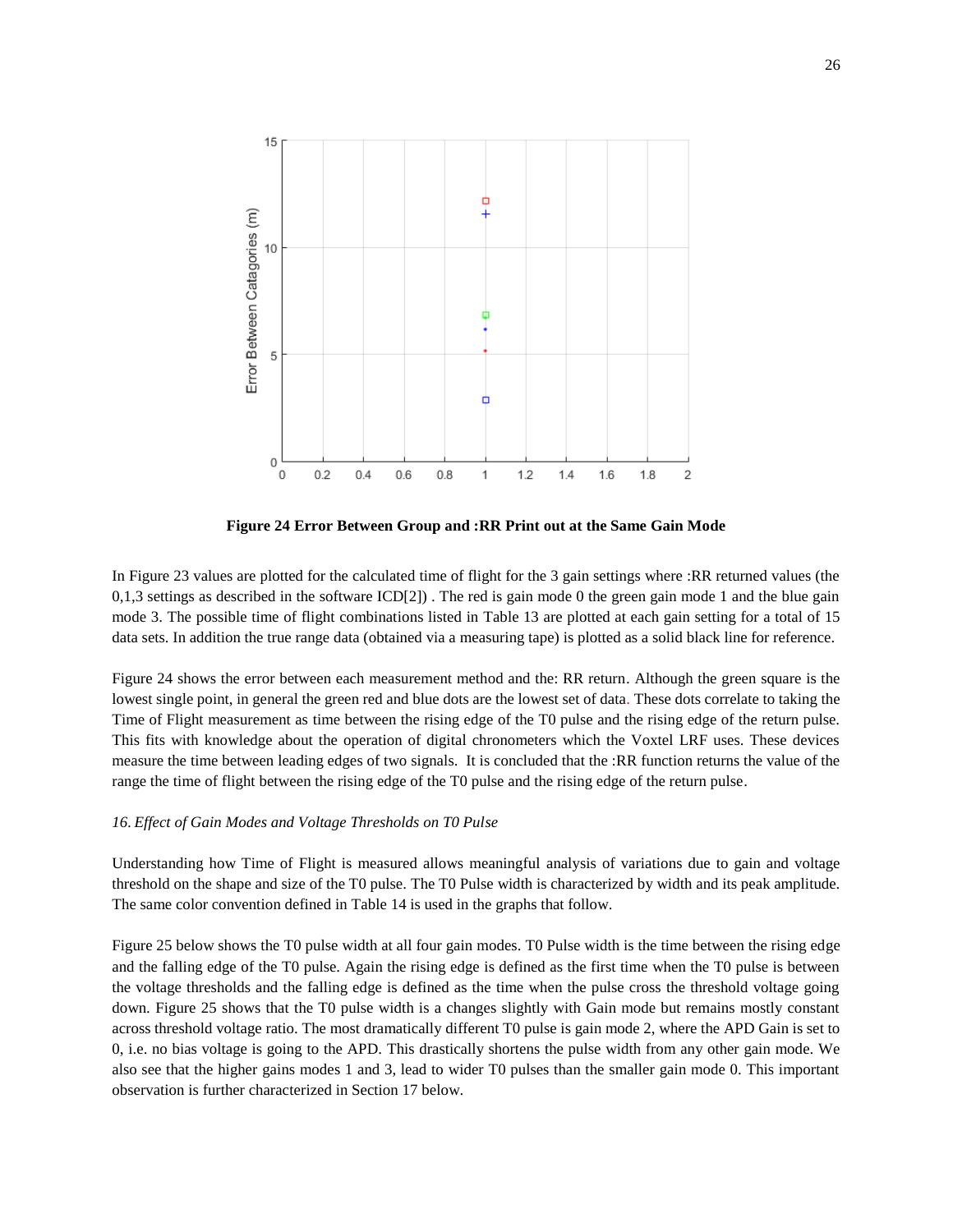**Figure 24 Error Between Group and :RR Print out at the Same Gain Mode**

In Figure 23 values are plotted for the calculated time of flight for the 3 gain settings where :RR returned values (the 0,1,3 settings as described in the software ICD[2]) . The red is gain mode 0 the green gain mode 1 and the blue gain mode 3. The possible time of flight combinations listed in Table 13 are plotted at each gain setting for a total of 15 data sets. In addition the true range data (obtained via a measuring tape) is plotted as a solid black line for reference.

Figure 24 shows the error between each measurement method and the: RR return. Although the green square is the lowest single point, in general the green red and blue dots are the lowest set of data. These dots correlate to taking the Time of Flight measurement as time between the rising edge of the T0 pulse and the rising edge of the return pulse. This fits with knowledge about the operation of digital chronometers which the Voxtel LRF uses. These devices measure the time between leading edges of two signals. It is concluded that the :RR function returns the value of the range the time of flight between the rising edge of the T0 pulse and the rising edge of the return pulse.

*16. Effect of Gain Modes and Voltage Thresholds on T0 Pulse*

Understanding how Time of Flight is measured allows meaningful analysis of variations due to gain and voltage threshold on the shape and size of the T0 pulse. The T0 Pulse width is characterized by width and its peak amplitude. The same color convention defined in Table 14 is used in the graphs that follow.

Figure 25 below shows the T0 pulse width at all four gain modes. T0 Pulse width is the time between the rising edge and the falling edge of the T0 pulse. Again the rising edge is defined as the first time when the T0 pulse is between the voltage thresholds and the falling edge is defined as the time when the pulse cross the threshold voltage going down. Figure 25 shows that the T0 pulse width is a changes slightly with Gain mode but remains mostly constant across threshold voltage ratio. The most dramatically different T0 pulse is gain mode 2, where the APD Gain is set to 0, i.e. no bias voltage is going to the APD. This drastically shortens the pulse width from any other gain mode. We also see that the higher gains modes 1 and 3, lead to wider T0 pulses than the smaller gain mode 0. This important observation is further characterized in Section 17 below.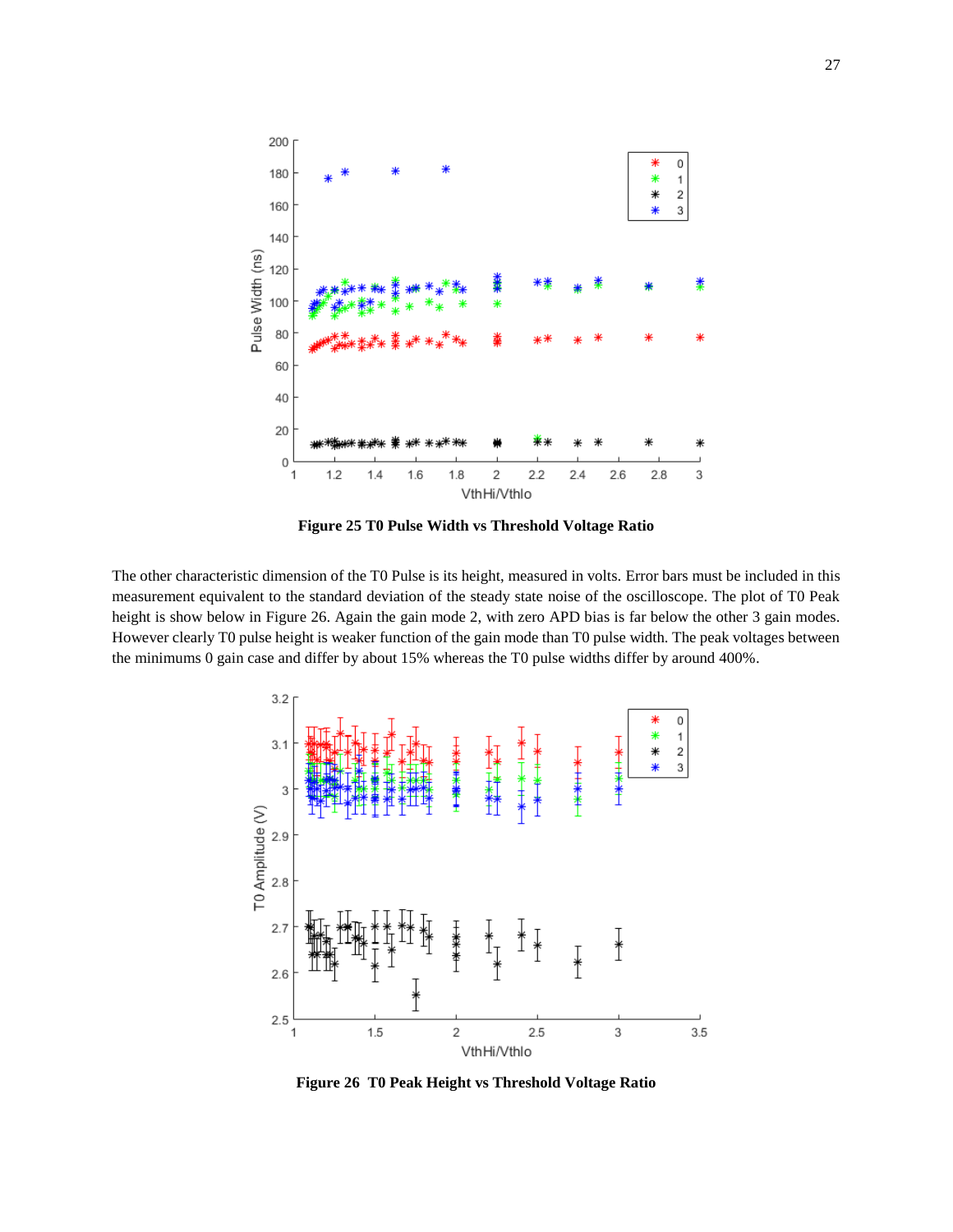**Figure 25 T0 Pulse Width vs Threshold Voltage Ratio**

The other characteristic dimension of the T0 Pulse is its height, measured in volts. Error bars must be included in this measurement equivalent to the standard deviation of the steady state noise of the oscilloscope. The plot of T0 Peak height is show below in Figure 26. Again the gain mode 2, with zero APD bias is far below the other 3 gain modes. However clearly T0 pulse height is weaker function of the gain mode than T0 pulse width. The peak voltages between the minimums 0 gain case and differ by about 15% whereas the T0 pulse widths differ by around 400%.

**Figure 26 T0 Peak Height vs Threshold Voltage Ratio**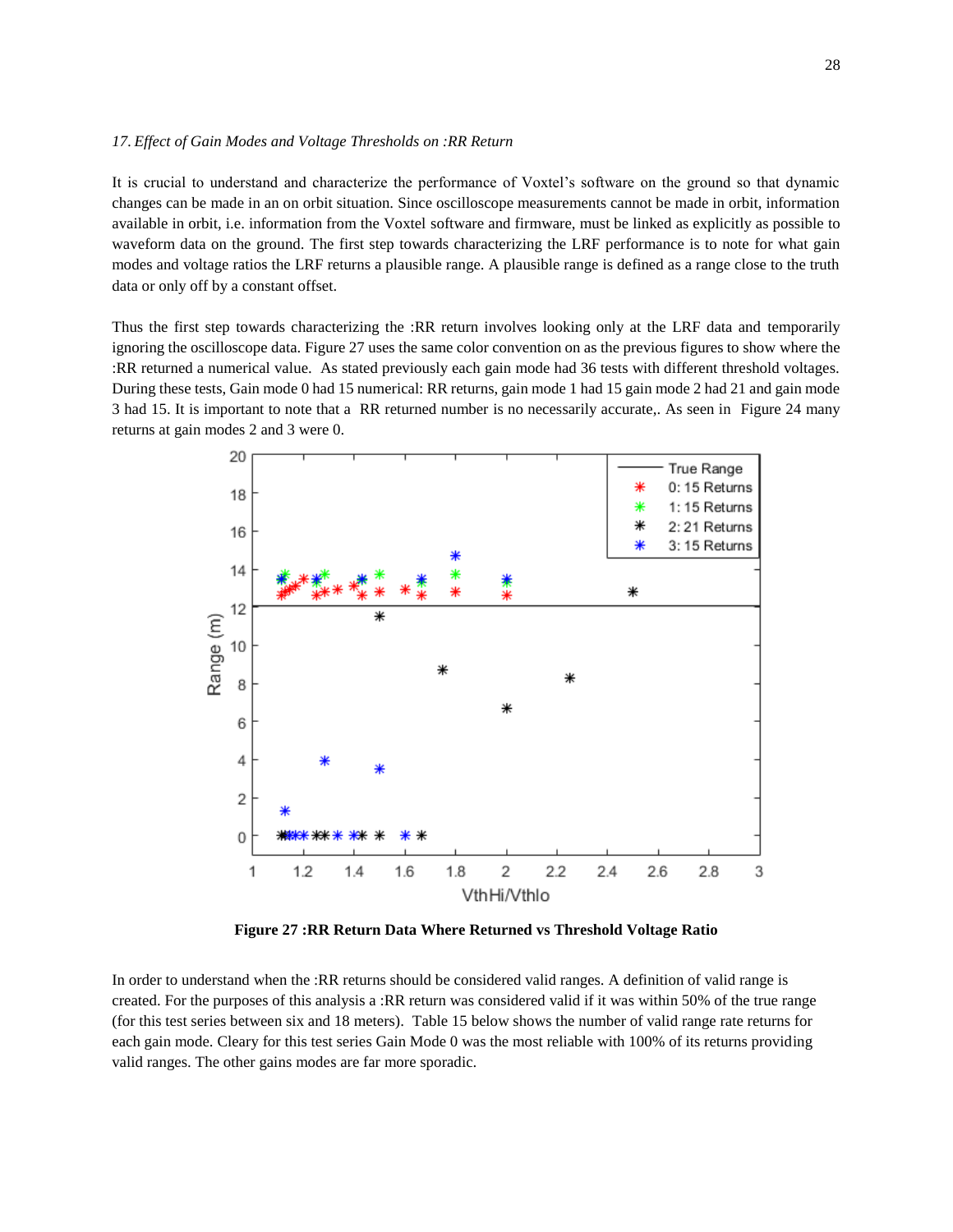*17. Effect of Gain Modes and Voltage Thresholds on :RR Return*

It is crucial to understand and characterize the performance of Voxtel's software on the ground so that dynamic changes can be made in an on orbit situation. Since oscilloscope measurements cannot be made in orbit, information available in orbit, i.e. information from the Voxtel software and firmware, must be linked as explicitly as possible to waveform data on the ground. The first step towards characterizing the LRF performance is to note for what gain modes and voltage ratios the LRF returns a plausible range. A plausible range is defined as a range close to the truth data or only off by a constant offset.

Thus the first step towards characterizing the :RR return involves looking only at the LRF data and temporarily ignoring the oscilloscope data. Figure 27 uses the same color convention on as the previous figures to show where the :RR returned a numerical value. As stated previously each gain mode had 36 tests with different threshold voltages. During these tests, Gain mode 0 had 15 numerical: RR returns, gain mode 1 had 15 gain mode 2 had 21 and gain mode 3 had 15. It is important to note that a RR returned number is no necessarily accurate,. As seen in Figure 24 many returns at gain modes 2 and 3 were 0.

**Figure 27 :RR Return Data Where Returned vs Threshold Voltage Ratio**

In order to understand when the :RR returns should be considered valid ranges. A definition of valid range is created. For the purposes of this analysis a :RR return was considered valid if it was within 50% of the true range (for this test series between six and 18 meters). Table 15 below shows the number of valid range rate returns for each gain mode. Cleary for this test series Gain Mode 0 was the most reliable with 100% of its returns providing valid ranges. The other gains modes are far more sporadic.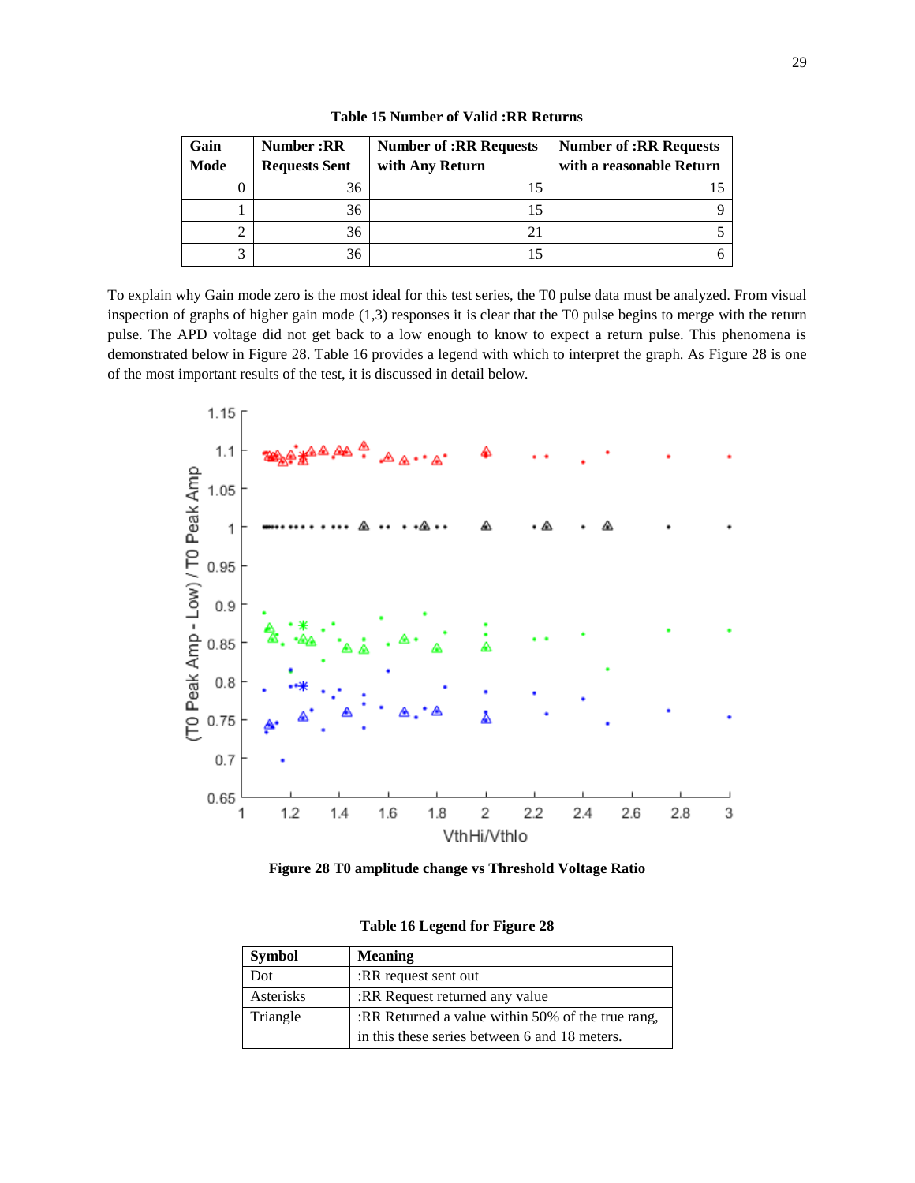**Table 15 Number of Valid :RR Returns**

| Gain Mode | Number :RR Requests Sent | Number of :RR Requests with Any Return | Number of :RR Requests with a reasonable Return |
|---|---|---|---|
| 0 | 36 | 15 | 15 |
| 1 | 36 | 15 | 9 |
| 2 | 36 | 21 | 5 |
| 3 | 36 | 15 | 6 |

To explain why Gain mode zero is the most ideal for this test series, the T0 pulse data must be analyzed. From visual inspection of graphs of higher gain mode (1,3) responses it is clear that the T0 pulse begins to merge with the return pulse. The APD voltage did not get back to a low enough to know to expect a return pulse. This phenomena is demonstrated below in Figure 28. Table 16 provides a legend with which to interpret the graph. As Figure 28 is one of the most important results of the test, it is discussed in detail below.

**Figure 28 T0 amplitude change vs Threshold Voltage Ratio**

**Table 16 Legend for Figure 28**

| Symbol | Meaning |
|---|---|
| Dot | :RR request sent out |
| Asterisks | :RR Request returned any value |
| Triangle | :RR Returned a value within 50% of the true rang, in this these series between 6 and 18 meters. |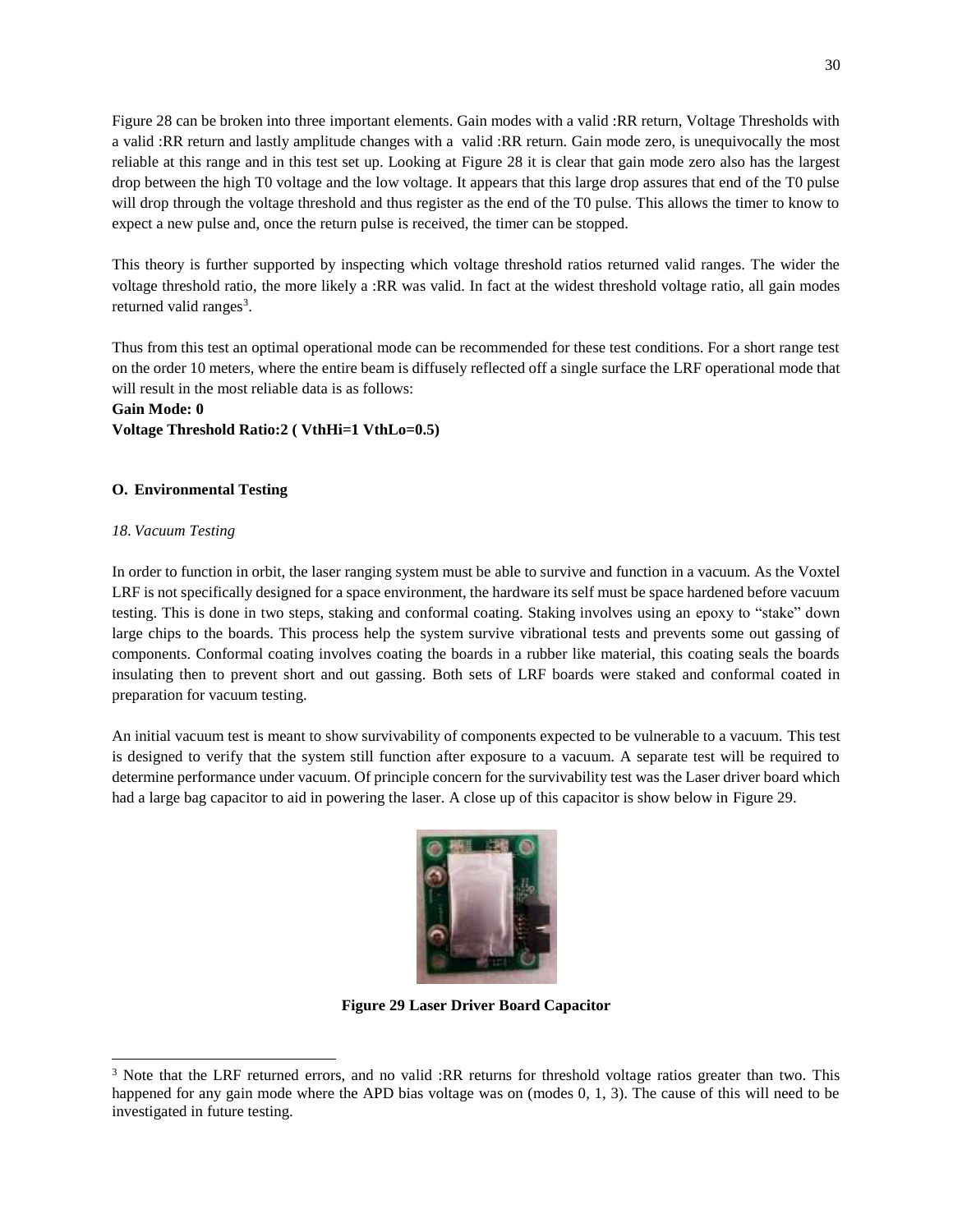Figure 28 can be broken into three important elements. Gain modes with a valid :RR return, Voltage Thresholds with a valid :RR return and lastly amplitude changes with a valid :RR return. Gain mode zero, is unequivocally the most reliable at this range and in this test set up. Looking at Figure 28 it is clear that gain mode zero also has the largest drop between the high T0 voltage and the low voltage. It appears that this large drop assures that end of the T0 pulse will drop through the voltage threshold and thus register as the end of the T0 pulse. This allows the timer to know to expect a new pulse and, once the return pulse is received, the timer can be stopped.

This theory is further supported by inspecting which voltage threshold ratios returned valid ranges. The wider the voltage threshold ratio, the more likely a :RR was valid. In fact at the widest threshold voltage ratio, all gain modes returned valid ranges[3].

Thus from this test an optimal operational mode can be recommended for these test conditions. For a short range test on the order 10 meters, where the entire beam is diffusely reflected off a single surface the LRF operational mode that will result in the most reliable data is as follows:

**Gain Mode: 0**
**Voltage Threshold Ratio:2 ( VthHi=1 VthLo=0.5)**

### O. Environmental Testing

*18. Vacuum Testing*

In order to function in orbit, the laser ranging system must be able to survive and function in a vacuum. As the Voxtel LRF is not specifically designed for a space environment, the hardware its self must be space hardened before vacuum testing. This is done in two steps, staking and conformal coating. Staking involves using an epoxy to "stake" down large chips to the boards. This process help the system survive vibrational tests and prevents some out gassing of components. Conformal coating involves coating the boards in a rubber like material, this coating seals the boards insulating then to prevent short and out gassing. Both sets of LRF boards were staked and conformal coated in preparation for vacuum testing.

An initial vacuum test is meant to show survivability of components expected to be vulnerable to a vacuum. This test is designed to verify that the system still function after exposure to a vacuum. A separate test will be required to determine performance under vacuum. Of principle concern for the survivability test was the Laser driver board which had a large bag capacitor to aid in powering the laser. A close up of this capacitor is show below in Figure 29.

**Figure 29 Laser Driver Board Capacitor**

[3] Note that the LRF returned errors, and no valid :RR returns for threshold voltage ratios greater than two. This happened for any gain mode where the APD bias voltage was on (modes 0, 1, 3). The cause of this will need to be investigated in future testing.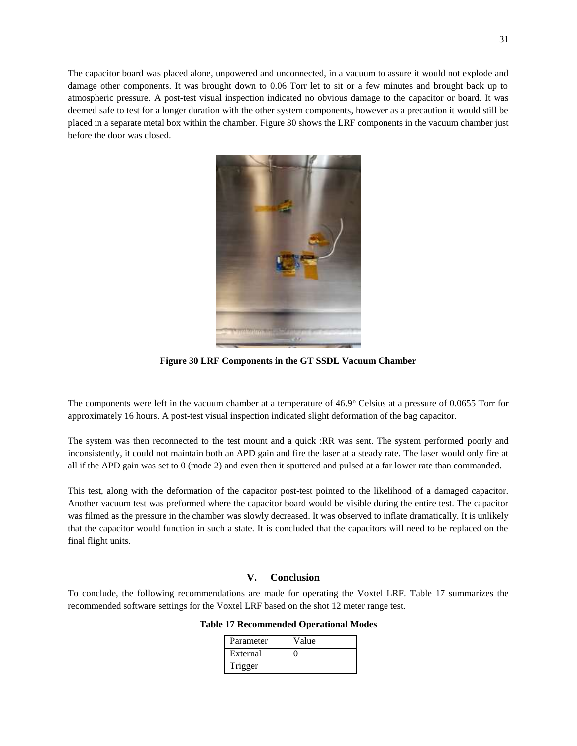The capacitor board was placed alone, unpowered and unconnected, in a vacuum to assure it would not explode and damage other components. It was brought down to 0.06 Torr let to sit or a few minutes and brought back up to atmospheric pressure. A post-test visual inspection indicated no obvious damage to the capacitor or board. It was deemed safe to test for a longer duration with the other system components, however as a precaution it would still be placed in a separate metal box within the chamber. Figure 30 shows the LRF components in the vacuum chamber just before the door was closed.

**Figure 30 LRF Components in the GT SSDL Vacuum Chamber**

The components were left in the vacuum chamber at a temperature of 46.9° Celsius at a pressure of 0.0655 Torr for approximately 16 hours. A post-test visual inspection indicated slight deformation of the bag capacitor.

The system was then reconnected to the test mount and a quick :RR was sent. The system performed poorly and inconsistently, it could not maintain both an APD gain and fire the laser at a steady rate. The laser would only fire at all if the APD gain was set to 0 (mode 2) and even then it sputtered and pulsed at a far lower rate than commanded.

This test, along with the deformation of the capacitor post-test pointed to the likelihood of a damaged capacitor. Another vacuum test was preformed where the capacitor board would be visible during the entire test. The capacitor was filmed as the pressure in the chamber was slowly decreased. It was observed to inflate dramatically. It is unlikely that the capacitor would function in such a state. It is concluded that the capacitors will need to be replaced on the final flight units.

## V. Conclusion

To conclude, the following recommendations are made for operating the Voxtel LRF. Table 17 summarizes the recommended software settings for the Voxtel LRF based on the shot 12 meter range test.

**Table 17 Recommended Operational Modes**

| Parameter | Value |
| --- | --- |
| External Trigger | 0 |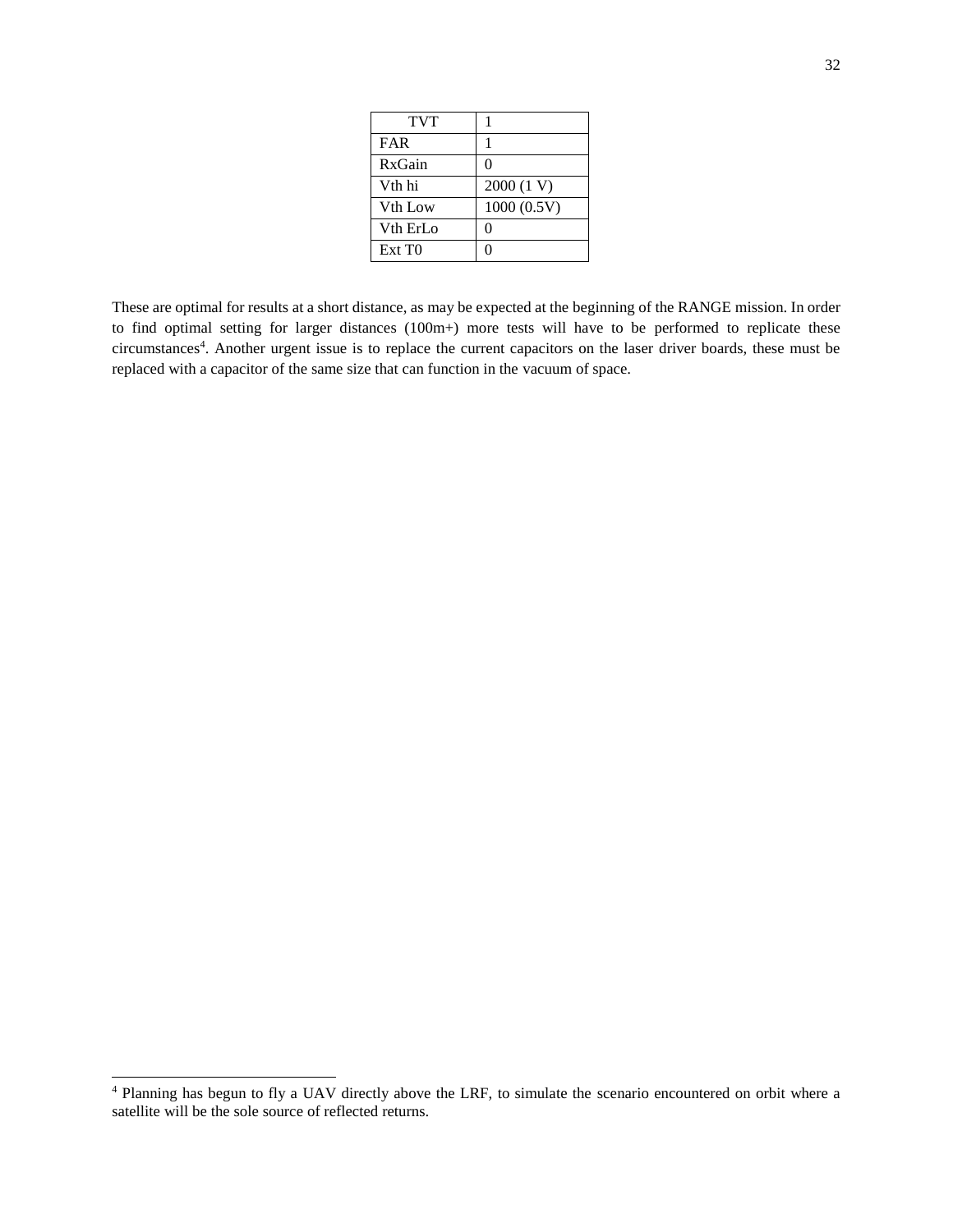| TVT | 1 |
|---|---|
| FAR | 1 |
| RxGain | 0 |
| Vth hi | 2000 (1 V) |
| Vth Low | 1000 (0.5V) |
| Vth ErLo | 0 |
| Ext T0 | 0 |

These are optimal for results at a short distance, as may be expected at the beginning of the RANGE mission. In order to find optimal setting for larger distances (100m+) more tests will have to be performed to replicate these circumstances[4]. Another urgent issue is to replace the current capacitors on the laser driver boards, these must be replaced with a capacitor of the same size that can function in the vacuum of space.

[4] Planning has begun to fly a UAV directly above the LRF, to simulate the scenario encountered on orbit where a satellite will be the sole source of reflected returns.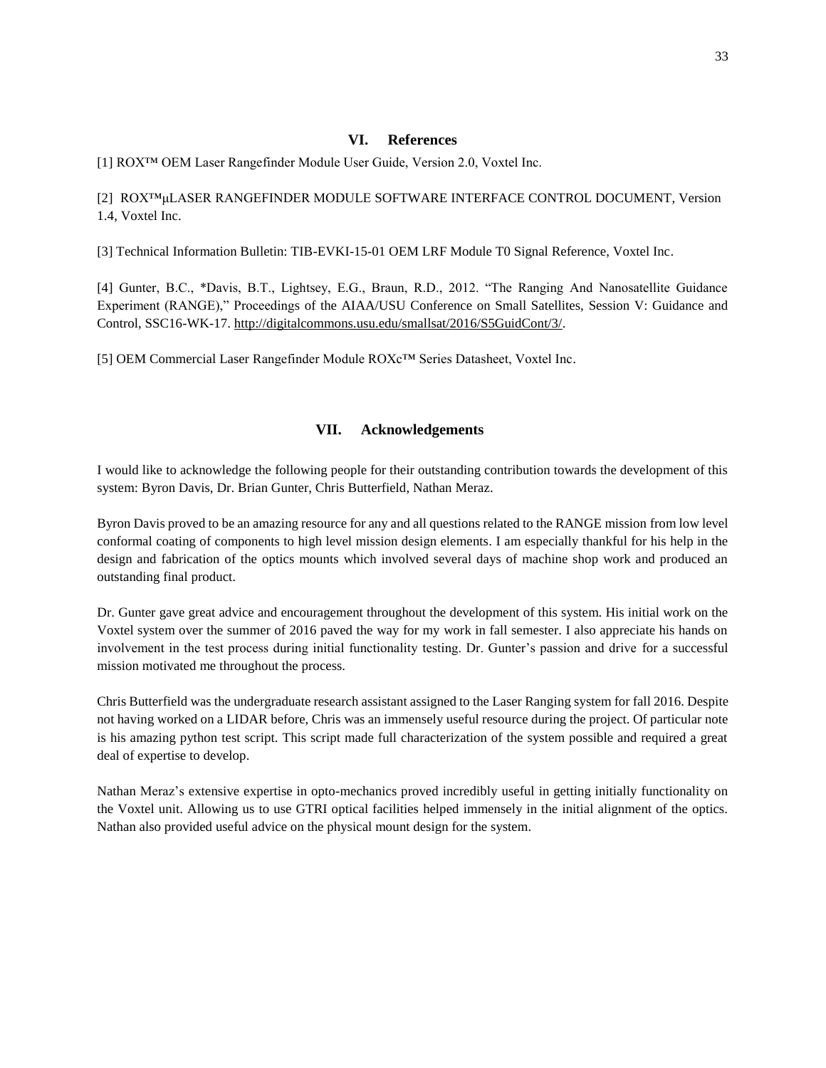## VI. References

[1] ROX™ OEM Laser Rangefinder Module User Guide, Version 2.0, Voxtel Inc.

[2] ROX™μLASER RANGEFINDER MODULE SOFTWARE INTERFACE CONTROL DOCUMENT, Version 1.4, Voxtel Inc.

[3] Technical Information Bulletin: TIB-EVKI-15-01 OEM LRF Module T0 Signal Reference, Voxtel Inc.

[4] Gunter, B.C., *Davis, B.T., Lightsey, E.G., Braun, R.D., 2012. "The Ranging And Nanosatellite Guidance Experiment (RANGE)," Proceedings of the AIAA/USU Conference on Small Satellites, Session V: Guidance and Control, SSC16-WK-17. http://digitalcommons.usu.edu/smallsat/2016/S5GuidCont/3/.

[5] OEM Commercial Laser Rangefinder Module ROXc™ Series Datasheet, Voxtel Inc.

## VII. Acknowledgements

I would like to acknowledge the following people for their outstanding contribution towards the development of this system: Byron Davis, Dr. Brian Gunter, Chris Butterfield, Nathan Meraz.

Byron Davis proved to be an amazing resource for any and all questions related to the RANGE mission from low level conformal coating of components to high level mission design elements. I am especially thankful for his help in the design and fabrication of the optics mounts which involved several days of machine shop work and produced an outstanding final product.

Dr. Gunter gave great advice and encouragement throughout the development of this system. His initial work on the Voxtel system over the summer of 2016 paved the way for my work in fall semester. I also appreciate his hands on involvement in the test process during initial functionality testing. Dr. Gunter's passion and drive for a successful mission motivated me throughout the process.

Chris Butterfield was the undergraduate research assistant assigned to the Laser Ranging system for fall 2016. Despite not having worked on a LIDAR before, Chris was an immensely useful resource during the project. Of particular note is his amazing python test script. This script made full characterization of the system possible and required a great deal of expertise to develop.

Nathan Meraz's extensive expertise in opto-mechanics proved incredibly useful in getting initially functionality on the Voxtel unit. Allowing us to use GTRI optical facilities helped immensely in the initial alignment of the optics. Nathan also provided useful advice on the physical mount design for the system.